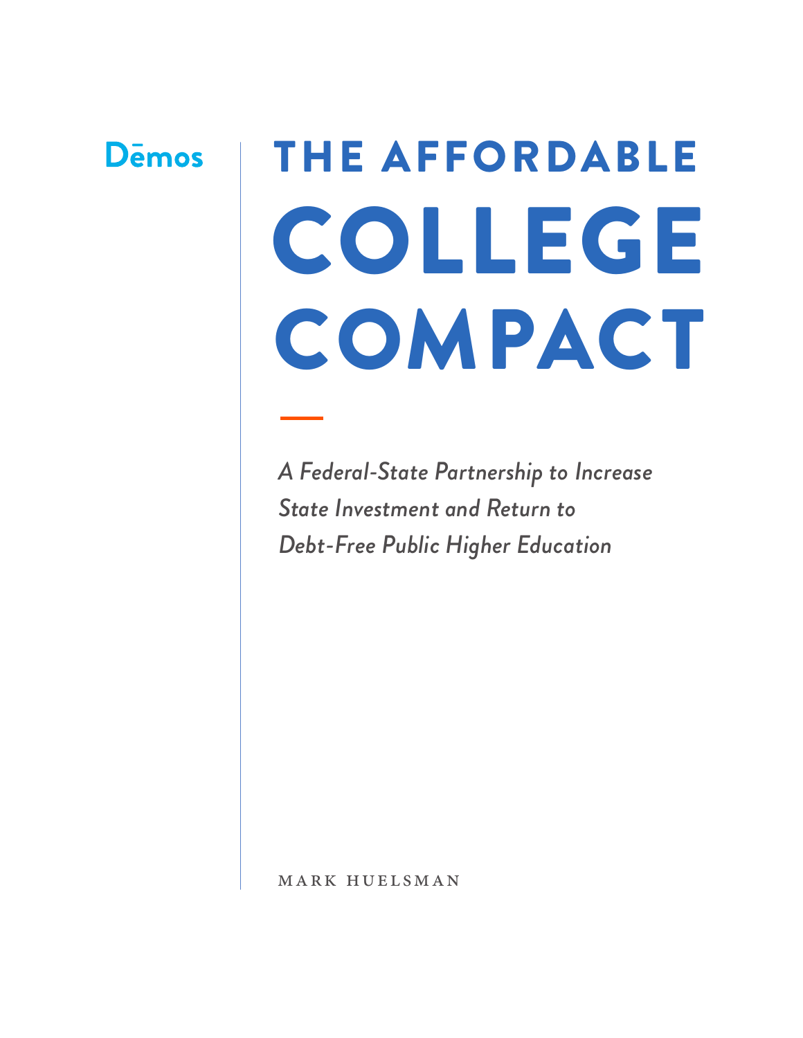Dēmos

# THE AFFORDABLE COLLEGE COMPACT

*A Federal-State Partnership to Increase State Investment and Return to Debt-Free Public Higher Education*

MARK HUELSMAN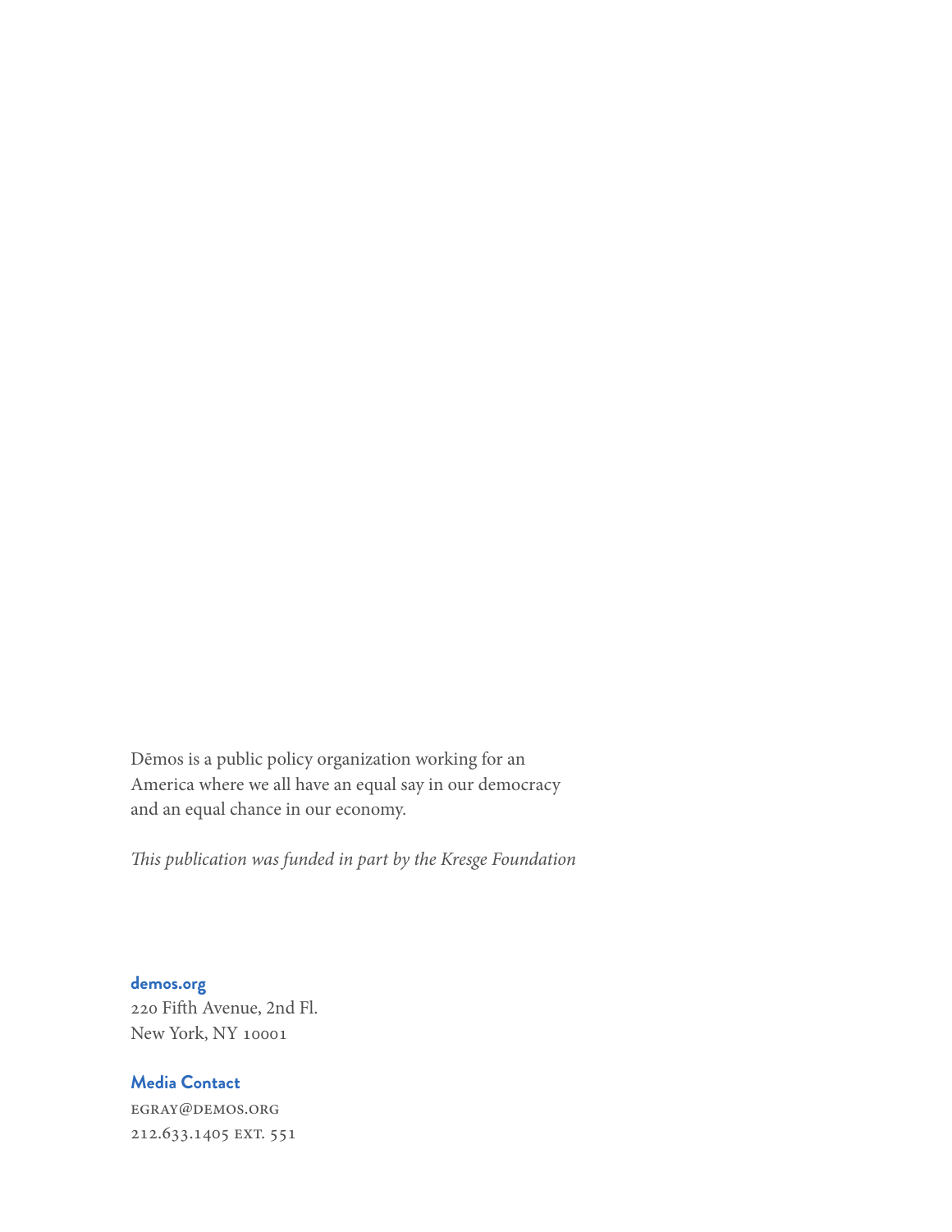Dēmos is a public policy organization working for an America where we all have an equal say in our democracy and an equal chance in our economy.

*This publication was funded in part by the Kresge Foundation*

**demos.org**
220 Fifth Avenue, 2nd Fl.
New York, NY 10001

**Media Contact**
EGRAY@DEMOS.ORG
212.633.1405 EXT. 551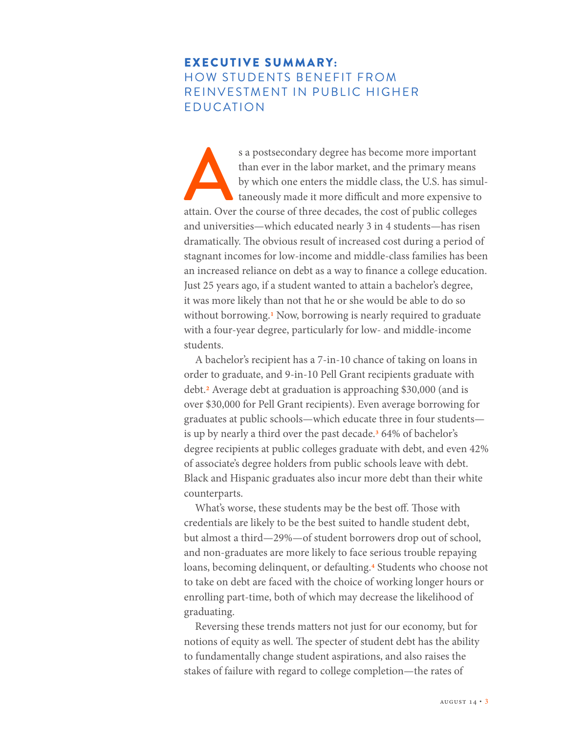## EXECUTIVE SUMMARY:
## HOW STUDENTS BENEFIT FROM REINVESTMENT IN PUBLIC HIGHER EDUCATION

As a postsecondary degree has become more important than ever in the labor market, and the primary means by which one enters the middle class, the U.S. has simultaneously made it more difficult and more expensive to attain. Over the course of three decades, the cost of public colleges and universities—which educated nearly 3 in 4 students—has risen dramatically. The obvious result of increased cost during a period of stagnant incomes for low-income and middle-class families has been an increased reliance on debt as a way to finance a college education. Just 25 years ago, if a student wanted to attain a bachelor's degree, it was more likely than not that he or she would be able to do so without borrowing.[1] Now, borrowing is nearly required to graduate with a four-year degree, particularly for low- and middle-income students.

A bachelor's recipient has a 7-in-10 chance of taking on loans in order to graduate, and 9-in-10 Pell Grant recipients graduate with debt.[2] Average debt at graduation is approaching $30,000 (and is over $30,000 for Pell Grant recipients). Even average borrowing for graduates at public schools—which educate three in four students—is up by nearly a third over the past decade.[3] 64% of bachelor's degree recipients at public colleges graduate with debt, and even 42% of associate's degree holders from public schools leave with debt. Black and Hispanic graduates also incur more debt than their white counterparts.

What's worse, these students may be the best off. Those with credentials are likely to be the best suited to handle student debt, but almost a third—29%—of student borrowers drop out of school, and non-graduates are more likely to face serious trouble repaying loans, becoming delinquent, or defaulting.[4] Students who choose not to take on debt are faced with the choice of working longer hours or enrolling part-time, both of which may decrease the likelihood of graduating.

Reversing these trends matters not just for our economy, but for notions of equity as well. The specter of student debt has the ability to fundamentally change student aspirations, and also raises the stakes of failure with regard to college completion—the rates of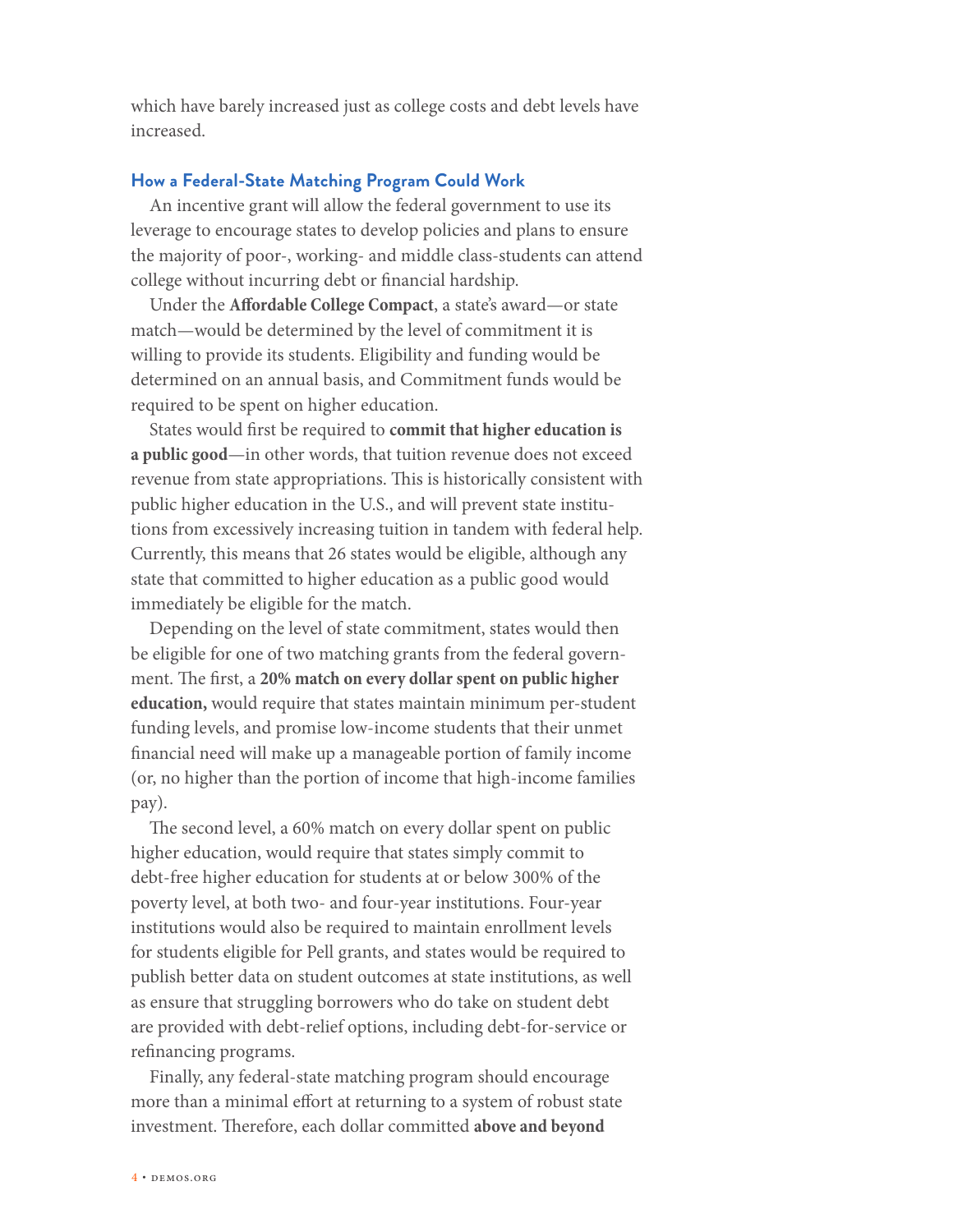which have barely increased just as college costs and debt levels have increased.

### How a Federal-State Matching Program Could Work

An incentive grant will allow the federal government to use its leverage to encourage states to develop policies and plans to ensure the majority of poor-, working- and middle class-students can attend college without incurring debt or financial hardship.

Under the **Affordable College Compact**, a state's award—or state match—would be determined by the level of commitment it is willing to provide its students. Eligibility and funding would be determined on an annual basis, and Commitment funds would be required to be spent on higher education.

States would first be required to **commit that higher education is a public good**—in other words, that tuition revenue does not exceed revenue from state appropriations. This is historically consistent with public higher education in the U.S., and will prevent state institutions from excessively increasing tuition in tandem with federal help. Currently, this means that 26 states would be eligible, although any state that committed to higher education as a public good would immediately be eligible for the match.

Depending on the level of state commitment, states would then be eligible for one of two matching grants from the federal government. The first, a **20% match on every dollar spent on public higher education,** would require that states maintain minimum per-student funding levels, and promise low-income students that their unmet financial need will make up a manageable portion of family income (or, no higher than the portion of income that high-income families pay).

The second level, a 60% match on every dollar spent on public higher education, would require that states simply commit to debt-free higher education for students at or below 300% of the poverty level, at both two- and four-year institutions. Four-year institutions would also be required to maintain enrollment levels for students eligible for Pell grants, and states would be required to publish better data on student outcomes at state institutions, as well as ensure that struggling borrowers who do take on student debt are provided with debt-relief options, including debt-for-service or refinancing programs.

Finally, any federal-state matching program should encourage more than a minimal effort at returning to a system of robust state investment. Therefore, each dollar committed **above and beyond**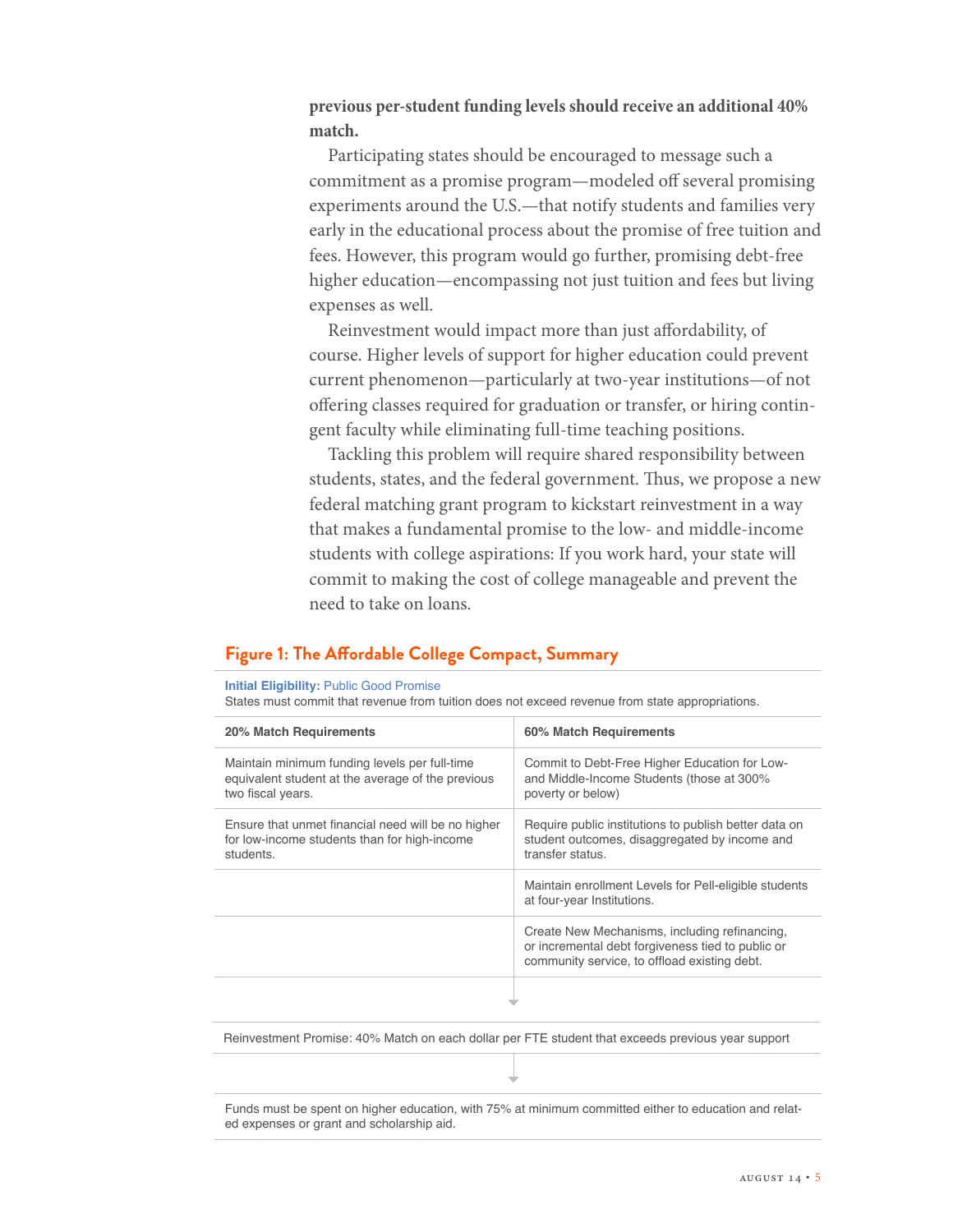**previous per-student funding levels should receive an additional 40% match.**

Participating states should be encouraged to message such a commitment as a promise program—modeled off several promising experiments around the U.S.—that notify students and families very early in the educational process about the promise of free tuition and fees. However, this program would go further, promising debt-free higher education—encompassing not just tuition and fees but living expenses as well.

Reinvestment would impact more than just affordability, of course. Higher levels of support for higher education could prevent current phenomenon—particularly at two-year institutions—of not offering classes required for graduation or transfer, or hiring contingent faculty while eliminating full-time teaching positions.

Tackling this problem will require shared responsibility between students, states, and the federal government. Thus, we propose a new federal matching grant program to kickstart reinvestment in a way that makes a fundamental promise to the low- and middle-income students with college aspirations: If you work hard, your state will commit to making the cost of college manageable and prevent the need to take on loans.

## Figure 1: The Affordable College Compact, Summary

**Initial Eligibility:** Public Good Promise
States must commit that revenue from tuition does not exceed revenue from state appropriations.

| 20% Match Requirements | 60% Match Requirements |
|---|---|
| Maintain minimum funding levels per full-time equivalent student at the average of the previous two fiscal years. | Commit to Debt-Free Higher Education for Low- and Middle-Income Students (those at 300% poverty or below) |
| Ensure that unmet financial need will be no higher for low-income students than for high-income students. | Require public institutions to publish better data on student outcomes, disaggregated by income and transfer status. |
| | Maintain enrollment Levels for Pell-eligible students at four-year Institutions. |
| | Create New Mechanisms, including refinancing, or incremental debt forgiveness tied to public or community service, to offload existing debt. |

Reinvestment Promise: 40% Match on each dollar per FTE student that exceeds previous year support

Funds must be spent on higher education, with 75% at minimum committed either to education and related expenses or grant and scholarship aid.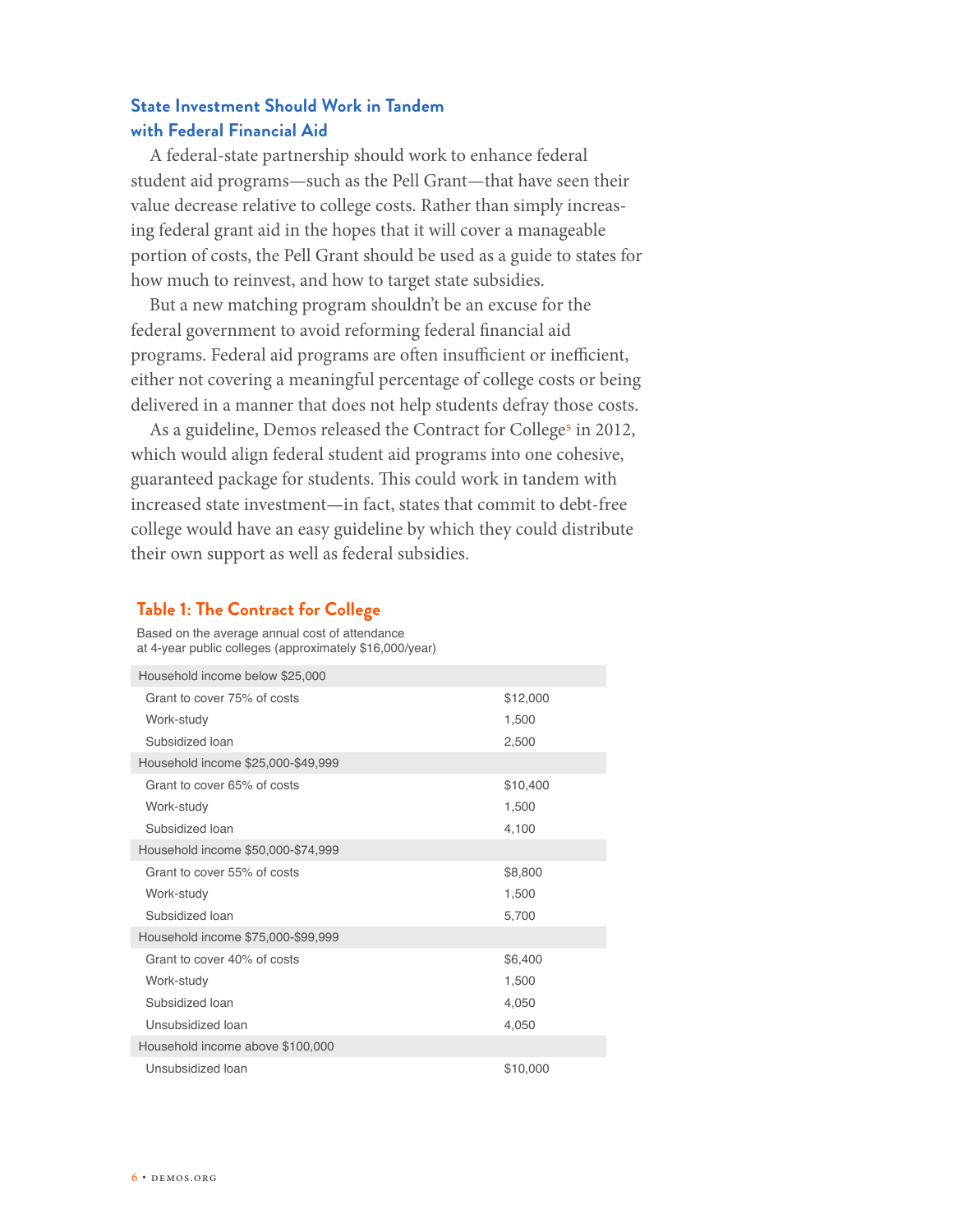## State Investment Should Work in Tandem with Federal Financial Aid

A federal-state partnership should work to enhance federal student aid programs—such as the Pell Grant—that have seen their value decrease relative to college costs. Rather than simply increasing federal grant aid in the hopes that it will cover a manageable portion of costs, the Pell Grant should be used as a guide to states for how much to reinvest, and how to target state subsidies.

But a new matching program shouldn't be an excuse for the federal government to avoid reforming federal financial aid programs. Federal aid programs are often insufficient or inefficient, either not covering a meaningful percentage of college costs or being delivered in a manner that does not help students defray those costs.

As a guideline, Demos released the Contract for College[5] in 2012, which would align federal student aid programs into one cohesive, guaranteed package for students. This could work in tandem with increased state investment—in fact, states that commit to debt-free college would have an easy guideline by which they could distribute their own support as well as federal subsidies.

### Table 1: The Contract for College

Based on the average annual cost of attendance at 4-year public colleges (approximately $16,000/year)

| | |
|---|---|
| **Household income below $25,000** | |
| Grant to cover 75% of costs | $12,000 |
| Work-study | 1,500 |
| Subsidized loan | 2,500 |
| **Household income $25,000-$49,999** | |
| Grant to cover 65% of costs | $10,400 |
| Work-study | 1,500 |
| Subsidized loan | 4,100 |
| **Household income $50,000-$74,999** | |
| Grant to cover 55% of costs | $8,800 |
| Work-study | 1,500 |
| Subsidized loan | 5,700 |
| **Household income $75,000-$99,999** | |
| Grant to cover 40% of costs | $6,400 |
| Work-study | 1,500 |
| Subsidized loan | 4,050 |
| Unsubsidized loan | 4,050 |
| **Household income above $100,000** | |
| Unsubsidized loan | $10,000 |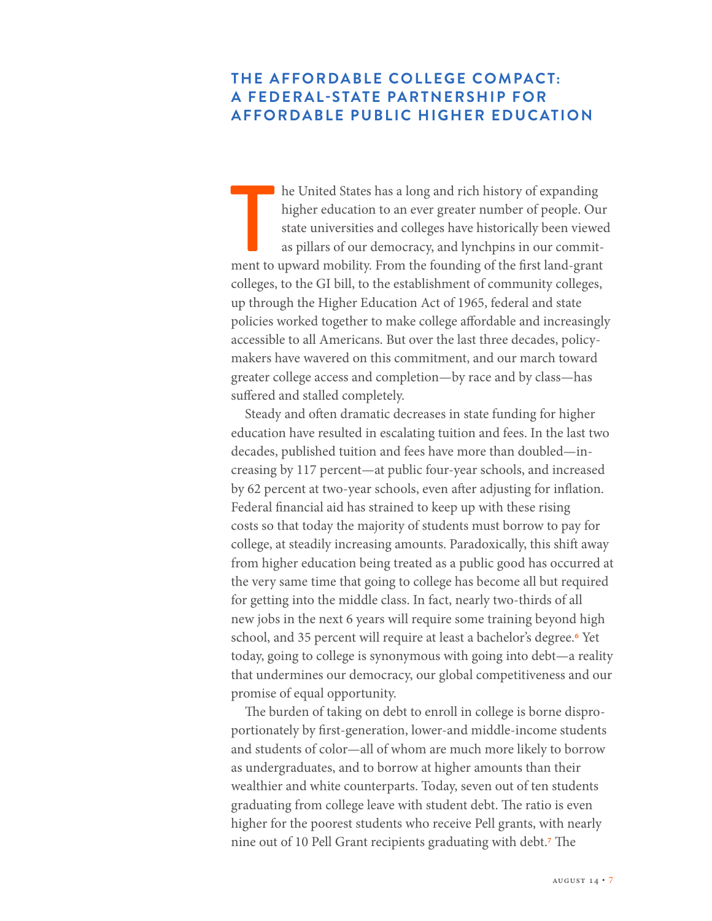## THE AFFORDABLE COLLEGE COMPACT: A FEDERAL-STATE PARTNERSHIP FOR AFFORDABLE PUBLIC HIGHER EDUCATION

The United States has a long and rich history of expanding higher education to an ever greater number of people. Our state universities and colleges have historically been viewed as pillars of our democracy, and lynchpins in our commitment to upward mobility. From the founding of the first land-grant colleges, to the GI bill, to the establishment of community colleges, up through the Higher Education Act of 1965, federal and state policies worked together to make college affordable and increasingly accessible to all Americans. But over the last three decades, policymakers have wavered on this commitment, and our march toward greater college access and completion—by race and by class—has suffered and stalled completely.

Steady and often dramatic decreases in state funding for higher education have resulted in escalating tuition and fees. In the last two decades, published tuition and fees have more than doubled—increasing by 117 percent—at public four-year schools, and increased by 62 percent at two-year schools, even after adjusting for inflation. Federal financial aid has strained to keep up with these rising costs so that today the majority of students must borrow to pay for college, at steadily increasing amounts. Paradoxically, this shift away from higher education being treated as a public good has occurred at the very same time that going to college has become all but required for getting into the middle class. In fact, nearly two-thirds of all new jobs in the next 6 years will require some training beyond high school, and 35 percent will require at least a bachelor's degree.[6] Yet today, going to college is synonymous with going into debt—a reality that undermines our democracy, our global competitiveness and our promise of equal opportunity.

The burden of taking on debt to enroll in college is borne disproportionately by first-generation, lower-and middle-income students and students of color—all of whom are much more likely to borrow as undergraduates, and to borrow at higher amounts than their wealthier and white counterparts. Today, seven out of ten students graduating from college leave with student debt. The ratio is even higher for the poorest students who receive Pell grants, with nearly nine out of 10 Pell Grant recipients graduating with debt.[7] The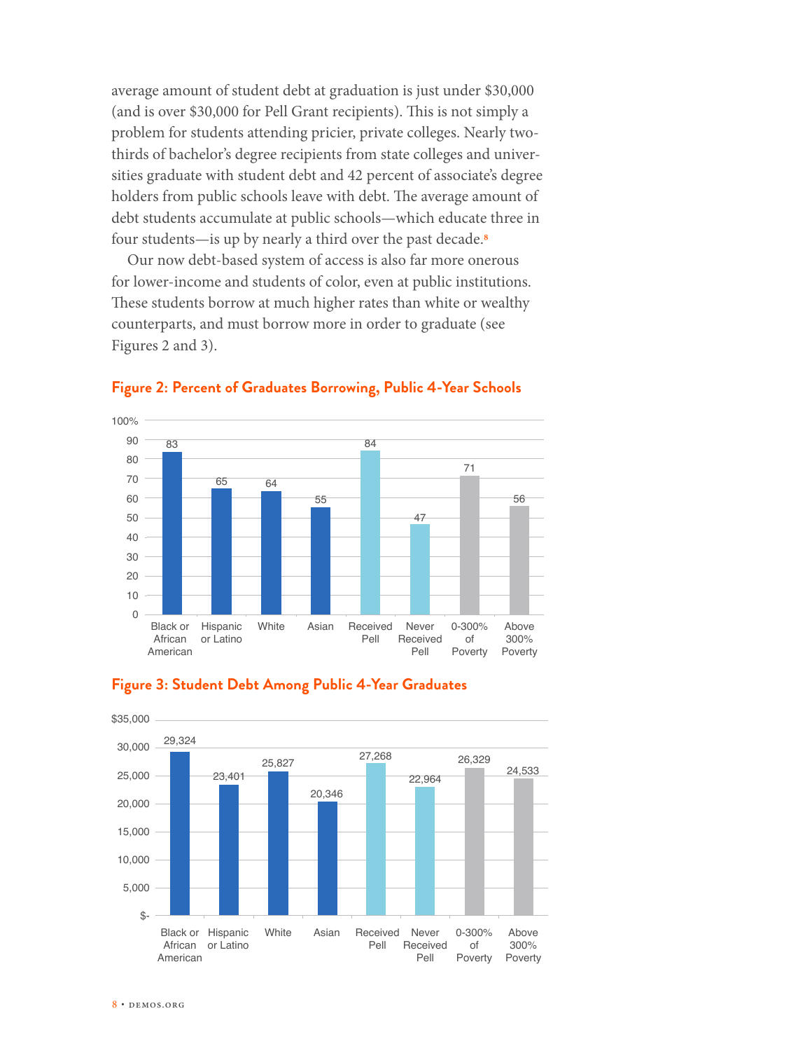average amount of student debt at graduation is just under $30,000 (and is over $30,000 for Pell Grant recipients). This is not simply a problem for students attending pricier, private colleges. Nearly two-thirds of bachelor's degree recipients from state colleges and universities graduate with student debt and 42 percent of associate's degree holders from public schools leave with debt. The average amount of debt students accumulate at public schools—which educate three in four students—is up by nearly a third over the past decade.[8]

Our now debt-based system of access is also far more onerous for lower-income and students of color, even at public institutions. These students borrow at much higher rates than white or wealthy counterparts, and must borrow more in order to graduate (see Figures 2 and 3).

**Figure 2: Percent of Graduates Borrowing, Public 4-Year Schools**

| Group | Percent |
|---|---|
| Black or African American | 83 |
| Hispanic or Latino | 65 |
| White | 64 |
| Asian | 55 |
| Received Pell | 84 |
| Never Received Pell | 47 |
| 0-300% of Poverty | 71 |
| Above 300% Poverty | 56 |

**Figure 3: Student Debt Among Public 4-Year Graduates**

| Group | Debt ($) |
|---|---|
| Black or African American | 29,324 |
| Hispanic or Latino | 23,401 |
| White | 25,827 |
| Asian | 20,346 |
| Received Pell | 27,268 |
| Never Received Pell | 22,964 |
| 0-300% of Poverty | 26,329 |
| Above 300% Poverty | 24,533 |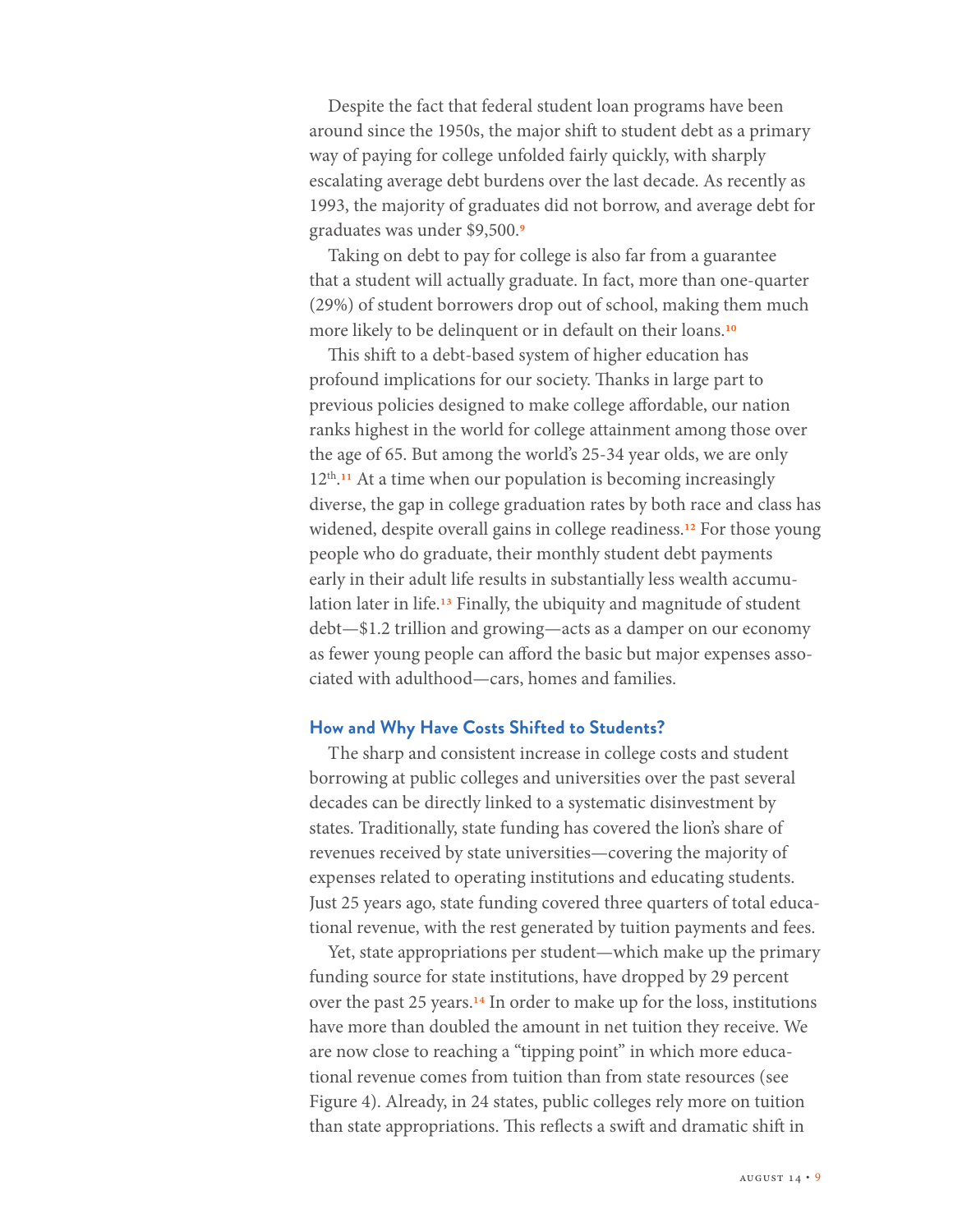Despite the fact that federal student loan programs have been around since the 1950s, the major shift to student debt as a primary way of paying for college unfolded fairly quickly, with sharply escalating average debt burdens over the last decade. As recently as 1993, the majority of graduates did not borrow, and average debt for graduates was under $9,500.[9]

Taking on debt to pay for college is also far from a guarantee that a student will actually graduate. In fact, more than one-quarter (29%) of student borrowers drop out of school, making them much more likely to be delinquent or in default on their loans.[10]

This shift to a debt-based system of higher education has profound implications for our society. Thanks in large part to previous policies designed to make college affordable, our nation ranks highest in the world for college attainment among those over the age of 65. But among the world's 25-34 year olds, we are only 12th.[11] At a time when our population is becoming increasingly diverse, the gap in college graduation rates by both race and class has widened, despite overall gains in college readiness.[12] For those young people who do graduate, their monthly student debt payments early in their adult life results in substantially less wealth accumulation later in life.[13] Finally, the ubiquity and magnitude of student debt—$1.2 trillion and growing—acts as a damper on our economy as fewer young people can afford the basic but major expenses associated with adulthood—cars, homes and families.

### How and Why Have Costs Shifted to Students?

The sharp and consistent increase in college costs and student borrowing at public colleges and universities over the past several decades can be directly linked to a systematic disinvestment by states. Traditionally, state funding has covered the lion's share of revenues received by state universities—covering the majority of expenses related to operating institutions and educating students. Just 25 years ago, state funding covered three quarters of total educational revenue, with the rest generated by tuition payments and fees.

Yet, state appropriations per student—which make up the primary funding source for state institutions, have dropped by 29 percent over the past 25 years.[14] In order to make up for the loss, institutions have more than doubled the amount in net tuition they receive. We are now close to reaching a "tipping point" in which more educational revenue comes from tuition than from state resources (see Figure 4). Already, in 24 states, public colleges rely more on tuition than state appropriations. This reflects a swift and dramatic shift in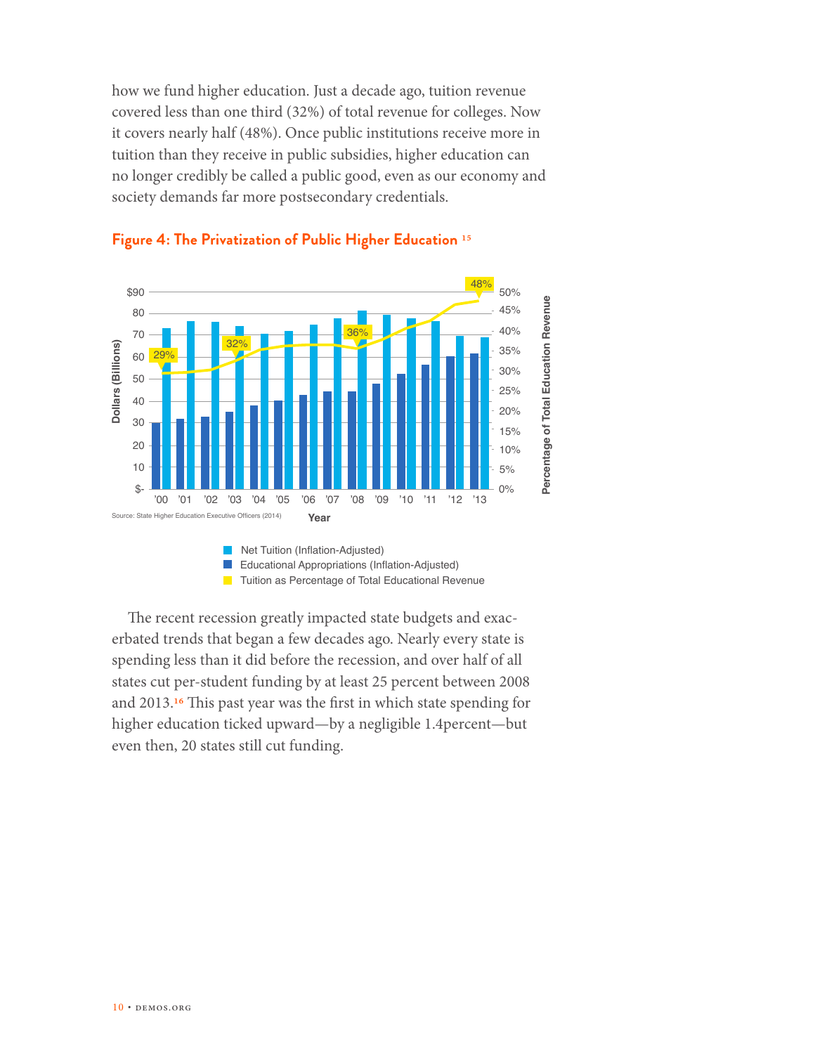how we fund higher education. Just a decade ago, tuition revenue covered less than one third (32%) of total revenue for colleges. Now it covers nearly half (48%). Once public institutions receive more in tuition than they receive in public subsidies, higher education can no longer credibly be called a public good, even as our economy and society demands far more postsecondary credentials.

**Figure 4: The Privatization of Public Higher Education** [15]

Source: State Higher Education Executive Officers (2014)

- Net Tuition (Inflation-Adjusted)
- Educational Appropriations (Inflation-Adjusted)
- Tuition as Percentage of Total Educational Revenue

The recent recession greatly impacted state budgets and exacerbated trends that began a few decades ago. Nearly every state is spending less than it did before the recession, and over half of all states cut per-student funding by at least 25 percent between 2008 and 2013.[16] This past year was the first in which state spending for higher education ticked upward—by a negligible 1.4percent—but even then, 20 states still cut funding.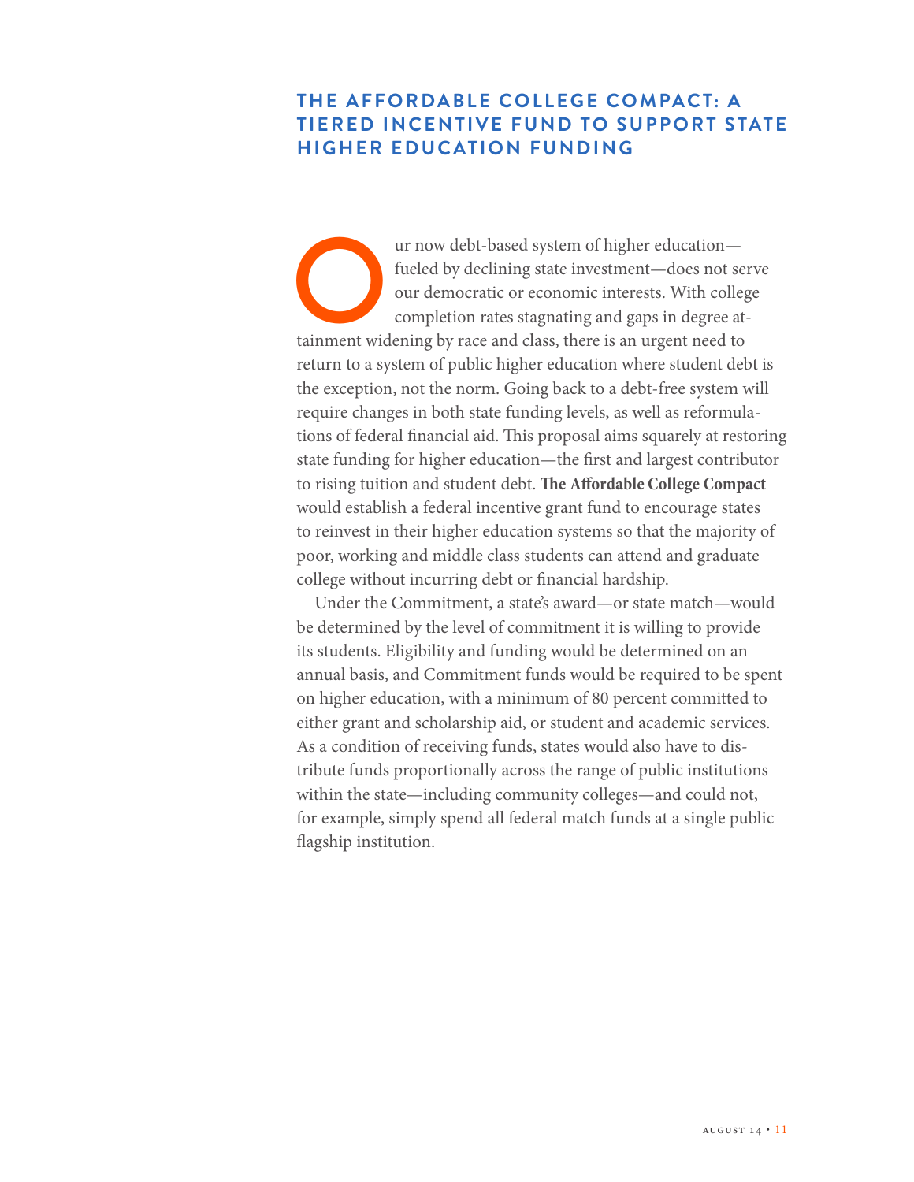## THE AFFORDABLE COLLEGE COMPACT: A TIERED INCENTIVE FUND TO SUPPORT STATE HIGHER EDUCATION FUNDING

Our now debt-based system of higher education—fueled by declining state investment—does not serve our democratic or economic interests. With college completion rates stagnating and gaps in degree attainment widening by race and class, there is an urgent need to return to a system of public higher education where student debt is the exception, not the norm. Going back to a debt-free system will require changes in both state funding levels, as well as reformulations of federal financial aid. This proposal aims squarely at restoring state funding for higher education—the first and largest contributor to rising tuition and student debt. **The Affordable College Compact** would establish a federal incentive grant fund to encourage states to reinvest in their higher education systems so that the majority of poor, working and middle class students can attend and graduate college without incurring debt or financial hardship.

Under the Commitment, a state's award—or state match—would be determined by the level of commitment it is willing to provide its students. Eligibility and funding would be determined on an annual basis, and Commitment funds would be required to be spent on higher education, with a minimum of 80 percent committed to either grant and scholarship aid, or student and academic services. As a condition of receiving funds, states would also have to distribute funds proportionally across the range of public institutions within the state—including community colleges—and could not, for example, simply spend all federal match funds at a single public flagship institution.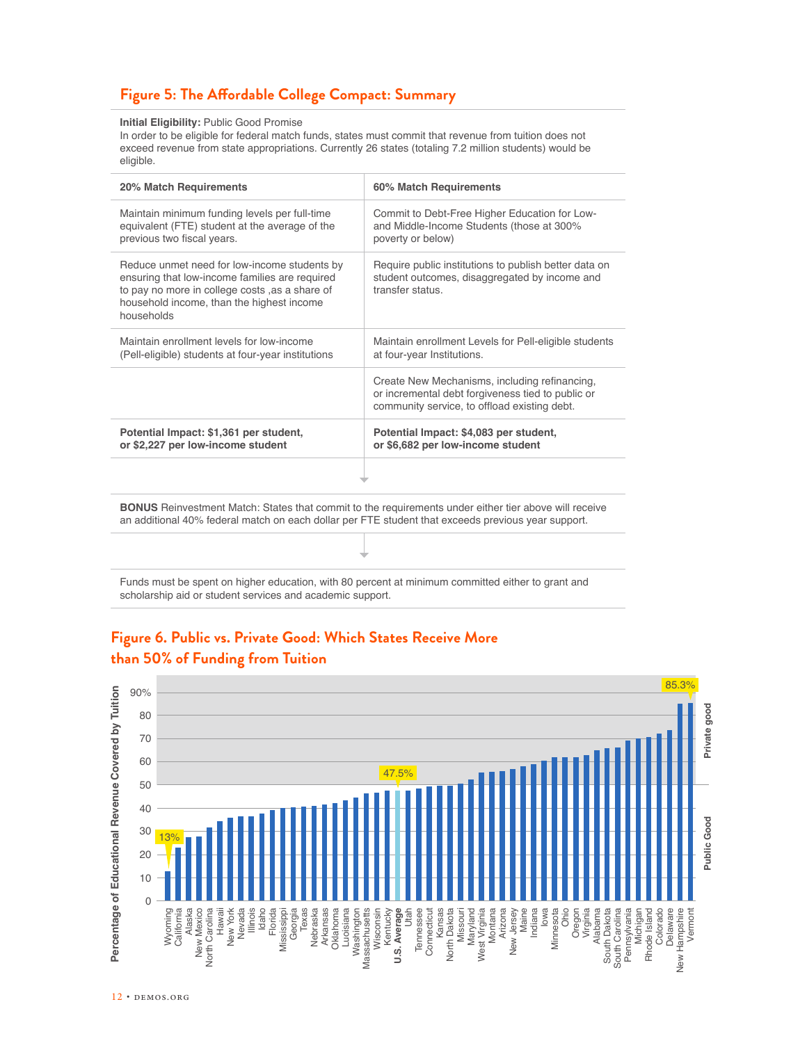## Figure 5: The Affordable College Compact: Summary

**Initial Eligibility:** Public Good Promise
In order to be eligible for federal match funds, states must commit that revenue from tuition does not exceed revenue from state appropriations. Currently 26 states (totaling 7.2 million students) would be eligible.

| 20% Match Requirements | 60% Match Requirements |
|---|---|
| Maintain minimum funding levels per full-time equivalent (FTE) student at the average of the previous two fiscal years. | Commit to Debt-Free Higher Education for Low- and Middle-Income Students (those at 300% poverty or below) |
| Reduce unmet need for low-income students by ensuring that low-income families are required to pay no more in college costs ,as a share of household income, than the highest income households | Require public institutions to publish better data on student outcomes, disaggregated by income and transfer status. |
| Maintain enrollment levels for low-income (Pell-eligible) students at four-year institutions | Maintain enrollment Levels for Pell-eligible students at four-year Institutions. |
| | Create New Mechanisms, including refinancing, or incremental debt forgiveness tied to public or community service, to offload existing debt. |
| **Potential Impact: $1,361 per student, or $2,227 per low-income student** | **Potential Impact: $4,083 per student, or $6,682 per low-income student** |

**BONUS** Reinvestment Match: States that commit to the requirements under either tier above will receive an additional 40% federal match on each dollar per FTE student that exceeds previous year support.

Funds must be spent on higher education, with 80 percent at minimum committed either to grant and scholarship aid or student services and academic support.

## Figure 6. Public vs. Private Good: Which States Receive More than 50% of Funding from Tuition

Percentage of Educational Revenue Covered by Tuition (0–90%); Public Good (below 50%) / Private good (above 50%)

Wyoming (13%), California, Alaska, New Mexico, North Carolina, Hawaii, New York, Nevada, Illinois, Idaho, Florida, Mississippi, Georgia, Texas, Nebraska, Arkansas, Oklahoma, Luoisiana, Washington, Massachusetts, Wisconsin, Kentucky, **U.S. Average (47.5%)**, Utah, Tennessee, Connecticut, Kansas, North Dakota, Missouri, Maryland, West Virginia, Montana, Arizona, New Jersey, Maine, Indiana, Iowa, Minnesota, Ohio, Oregon, Virginia, Alabama, South Dakota, South Carolina, Pennsylvania, Michigan, Rhode Island, Colorado, Delaware, New Hampshire, Vermont (85.3%)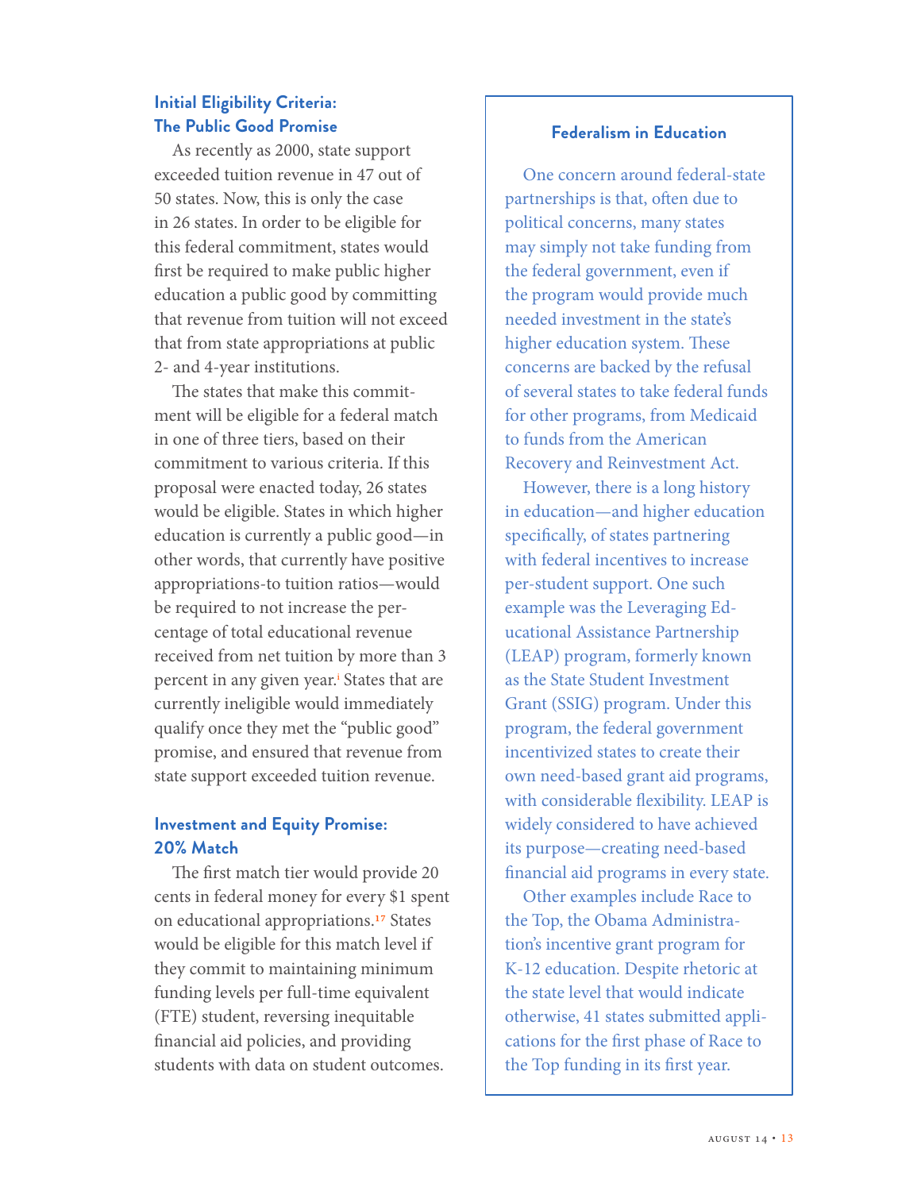### Initial Eligibility Criteria: The Public Good Promise

As recently as 2000, state support exceeded tuition revenue in 47 out of 50 states. Now, this is only the case in 26 states. In order to be eligible for this federal commitment, states would first be required to make public higher education a public good by committing that revenue from tuition will not exceed that from state appropriations at public 2- and 4-year institutions.

The states that make this commitment will be eligible for a federal match in one of three tiers, based on their commitment to various criteria. If this proposal were enacted today, 26 states would be eligible. States in which higher education is currently a public good—in other words, that currently have positive appropriations-to tuition ratios—would be required to not increase the percentage of total educational revenue received from net tuition by more than 3 percent in any given year.[i] States that are currently ineligible would immediately qualify once they met the "public good" promise, and ensured that revenue from state support exceeded tuition revenue.

### Investment and Equity Promise: 20% Match

The first match tier would provide 20 cents in federal money for every $1 spent on educational appropriations.[17] States would be eligible for this match level if they commit to maintaining minimum funding levels per full-time equivalent (FTE) student, reversing inequitable financial aid policies, and providing students with data on student outcomes.

### Federalism in Education

One concern around federal-state partnerships is that, often due to political concerns, many states may simply not take funding from the federal government, even if the program would provide much needed investment in the state's higher education system. These concerns are backed by the refusal of several states to take federal funds for other programs, from Medicaid to funds from the American Recovery and Reinvestment Act.

However, there is a long history in education—and higher education specifically, of states partnering with federal incentives to increase per-student support. One such example was the Leveraging Educational Assistance Partnership (LEAP) program, formerly known as the State Student Investment Grant (SSIG) program. Under this program, the federal government incentivized states to create their own need-based grant aid programs, with considerable flexibility. LEAP is widely considered to have achieved its purpose—creating need-based financial aid programs in every state.

Other examples include Race to the Top, the Obama Administration's incentive grant program for K-12 education. Despite rhetoric at the state level that would indicate otherwise, 41 states submitted applications for the first phase of Race to the Top funding in its first year.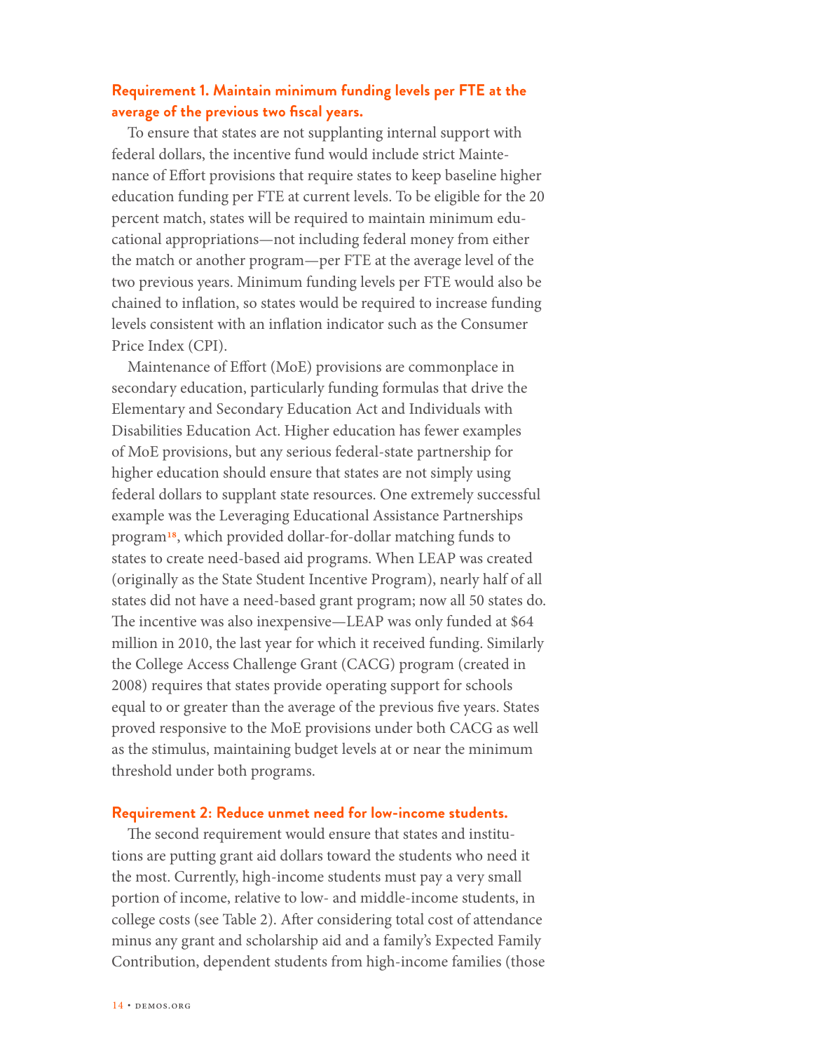### Requirement 1. Maintain minimum funding levels per FTE at the average of the previous two fiscal years.

To ensure that states are not supplanting internal support with federal dollars, the incentive fund would include strict Maintenance of Effort provisions that require states to keep baseline higher education funding per FTE at current levels. To be eligible for the 20 percent match, states will be required to maintain minimum educational appropriations—not including federal money from either the match or another program—per FTE at the average level of the two previous years. Minimum funding levels per FTE would also be chained to inflation, so states would be required to increase funding levels consistent with an inflation indicator such as the Consumer Price Index (CPI).

Maintenance of Effort (MoE) provisions are commonplace in secondary education, particularly funding formulas that drive the Elementary and Secondary Education Act and Individuals with Disabilities Education Act. Higher education has fewer examples of MoE provisions, but any serious federal-state partnership for higher education should ensure that states are not simply using federal dollars to supplant state resources. One extremely successful example was the Leveraging Educational Assistance Partnerships program[18], which provided dollar-for-dollar matching funds to states to create need-based aid programs. When LEAP was created (originally as the State Student Incentive Program), nearly half of all states did not have a need-based grant program; now all 50 states do. The incentive was also inexpensive—LEAP was only funded at $64 million in 2010, the last year for which it received funding. Similarly the College Access Challenge Grant (CACG) program (created in 2008) requires that states provide operating support for schools equal to or greater than the average of the previous five years. States proved responsive to the MoE provisions under both CACG as well as the stimulus, maintaining budget levels at or near the minimum threshold under both programs.

### Requirement 2: Reduce unmet need for low-income students.

The second requirement would ensure that states and institutions are putting grant aid dollars toward the students who need it the most. Currently, high-income students must pay a very small portion of income, relative to low- and middle-income students, in college costs (see Table 2). After considering total cost of attendance minus any grant and scholarship aid and a family's Expected Family Contribution, dependent students from high-income families (those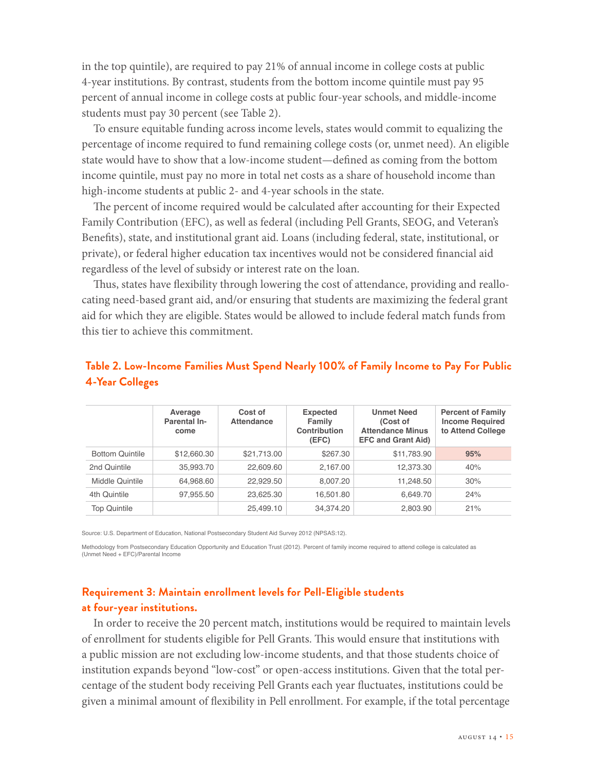in the top quintile), are required to pay 21% of annual income in college costs at public 4-year institutions. By contrast, students from the bottom income quintile must pay 95 percent of annual income in college costs at public four-year schools, and middle-income students must pay 30 percent (see Table 2).

To ensure equitable funding across income levels, states would commit to equalizing the percentage of income required to fund remaining college costs (or, unmet need). An eligible state would have to show that a low-income student—defined as coming from the bottom income quintile, must pay no more in total net costs as a share of household income than high-income students at public 2- and 4-year schools in the state.

The percent of income required would be calculated after accounting for their Expected Family Contribution (EFC), as well as federal (including Pell Grants, SEOG, and Veteran's Benefits), state, and institutional grant aid. Loans (including federal, state, institutional, or private), or federal higher education tax incentives would not be considered financial aid regardless of the level of subsidy or interest rate on the loan.

Thus, states have flexibility through lowering the cost of attendance, providing and reallocating need-based grant aid, and/or ensuring that students are maximizing the federal grant aid for which they are eligible. States would be allowed to include federal match funds from this tier to achieve this commitment.

### Table 2. Low-Income Families Must Spend Nearly 100% of Family Income to Pay For Public 4-Year Colleges

| | Average Parental Income | Cost of Attendance | Expected Family Contribution (EFC) | Unmet Need (Cost of Attendance Minus EFC and Grant Aid) | Percent of Family Income Required to Attend College |
|---|---|---|---|---|---|
| Bottom Quintile | $12,660.30 | $21,713.00 | $267.30 | $11,783.90 | **95%** |
| 2nd Quintile | 35,993.70 | 22,609.60 | 2,167.00 | 12,373.30 | 40% |
| Middle Quintile | 64,968.60 | 22,929.50 | 8,007.20 | 11,248.50 | 30% |
| 4th Quintile | 97,955.50 | 23,625.30 | 16,501.80 | 6,649.70 | 24% |
| Top Quintile | | 25,499.10 | 34,374.20 | 2,803.90 | 21% |

Source: U.S. Department of Education, National Postsecondary Student Aid Survey 2012 (NPSAS:12).

Methodology from Postsecondary Education Opportunity and Education Trust (2012). Percent of family income required to attend college is calculated as (Unmet Need + EFC)/Parental Income

### Requirement 3: Maintain enrollment levels for Pell-Eligible students at four-year institutions.

In order to receive the 20 percent match, institutions would be required to maintain levels of enrollment for students eligible for Pell Grants. This would ensure that institutions with a public mission are not excluding low-income students, and that those students choice of institution expands beyond "low-cost" or open-access institutions. Given that the total percentage of the student body receiving Pell Grants each year fluctuates, institutions could be given a minimal amount of flexibility in Pell enrollment. For example, if the total percentage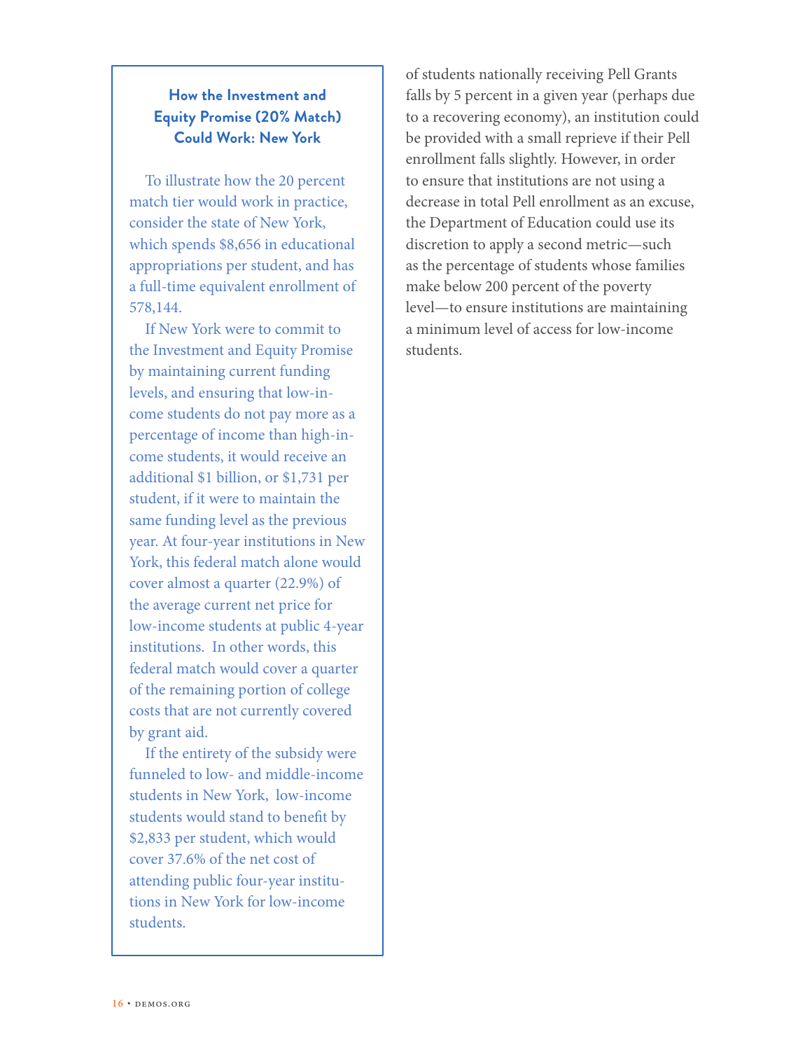### How the Investment and Equity Promise (20% Match) Could Work: New York

To illustrate how the 20 percent match tier would work in practice, consider the state of New York, which spends $8,656 in educational appropriations per student, and has a full-time equivalent enrollment of 578,144.

If New York were to commit to the Investment and Equity Promise by maintaining current funding levels, and ensuring that low-income students do not pay more as a percentage of income than high-income students, it would receive an additional $1 billion, or $1,731 per student, if it were to maintain the same funding level as the previous year. At four-year institutions in New York, this federal match alone would cover almost a quarter (22.9%) of the average current net price for low-income students at public 4-year institutions. In other words, this federal match would cover a quarter of the remaining portion of college costs that are not currently covered by grant aid.

If the entirety of the subsidy were funneled to low- and middle-income students in New York, low-income students would stand to benefit by $2,833 per student, which would cover 37.6% of the net cost of attending public four-year institutions in New York for low-income students.

of students nationally receiving Pell Grants falls by 5 percent in a given year (perhaps due to a recovering economy), an institution could be provided with a small reprieve if their Pell enrollment falls slightly. However, in order to ensure that institutions are not using a decrease in total Pell enrollment as an excuse, the Department of Education could use its discretion to apply a second metric—such as the percentage of students whose families make below 200 percent of the poverty level—to ensure institutions are maintaining a minimum level of access for low-income students.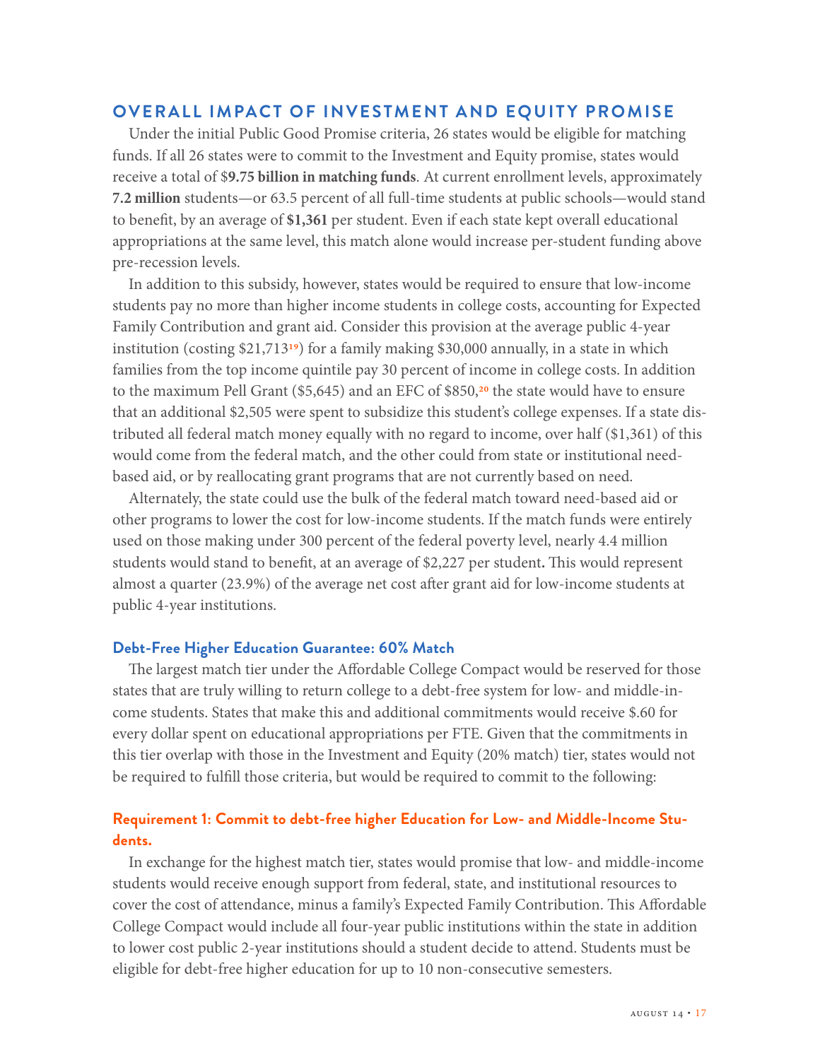## OVERALL IMPACT OF INVESTMENT AND EQUITY PROMISE

Under the initial Public Good Promise criteria, 26 states would be eligible for matching funds. If all 26 states were to commit to the Investment and Equity promise, states would receive a total of $**9.75 billion in matching funds**. At current enrollment levels, approximately **7.2 million** students—or 63.5 percent of all full-time students at public schools—would stand to benefit, by an average of **$1,361** per student. Even if each state kept overall educational appropriations at the same level, this match alone would increase per-student funding above pre-recession levels.

In addition to this subsidy, however, states would be required to ensure that low-income students pay no more than higher income students in college costs, accounting for Expected Family Contribution and grant aid. Consider this provision at the average public 4-year institution (costing $21,713[19]) for a family making $30,000 annually, in a state in which families from the top income quintile pay 30 percent of income in college costs. In addition to the maximum Pell Grant ($5,645) and an EFC of $850,[20] the state would have to ensure that an additional $2,505 were spent to subsidize this student's college expenses. If a state distributed all federal match money equally with no regard to income, over half ($1,361) of this would come from the federal match, and the other could from state or institutional need-based aid, or by reallocating grant programs that are not currently based on need.

Alternately, the state could use the bulk of the federal match toward need-based aid or other programs to lower the cost for low-income students. If the match funds were entirely used on those making under 300 percent of the federal poverty level, nearly 4.4 million students would stand to benefit, at an average of $2,227 per student**.** This would represent almost a quarter (23.9%) of the average net cost after grant aid for low-income students at public 4-year institutions.

### Debt-Free Higher Education Guarantee: 60% Match

The largest match tier under the Affordable College Compact would be reserved for those states that are truly willing to return college to a debt-free system for low- and middle-income students. States that make this and additional commitments would receive $.60 for every dollar spent on educational appropriations per FTE. Given that the commitments in this tier overlap with those in the Investment and Equity (20% match) tier, states would not be required to fulfill those criteria, but would be required to commit to the following:

### Requirement 1: Commit to debt-free higher Education for Low- and Middle-Income Students.

In exchange for the highest match tier, states would promise that low- and middle-income students would receive enough support from federal, state, and institutional resources to cover the cost of attendance, minus a family's Expected Family Contribution. This Affordable College Compact would include all four-year public institutions within the state in addition to lower cost public 2-year institutions should a student decide to attend. Students must be eligible for debt-free higher education for up to 10 non-consecutive semesters.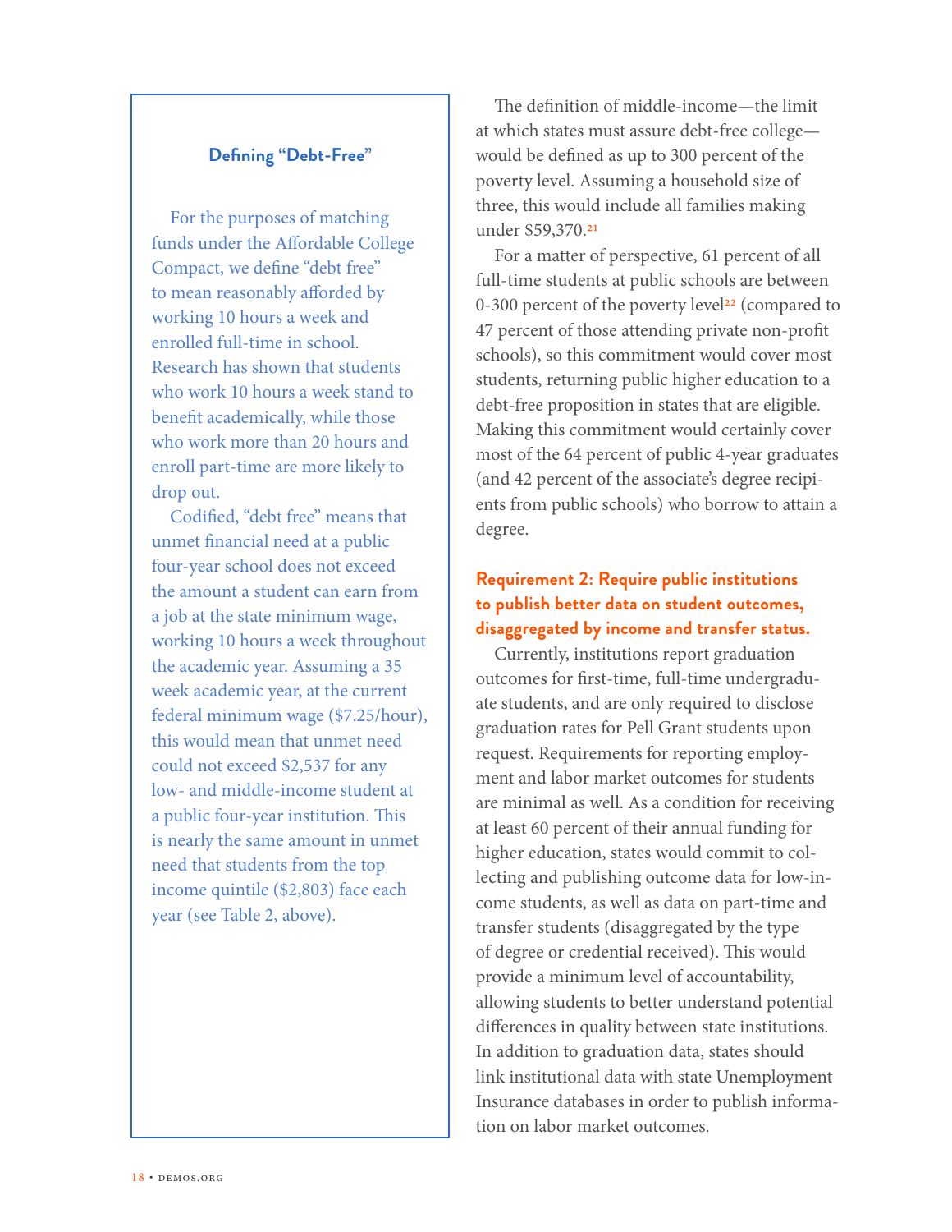### Defining "Debt-Free"

For the purposes of matching funds under the Affordable College Compact, we define "debt free" to mean reasonably afforded by working 10 hours a week and enrolled full-time in school. Research has shown that students who work 10 hours a week stand to benefit academically, while those who work more than 20 hours and enroll part-time are more likely to drop out.

Codified, "debt free" means that unmet financial need at a public four-year school does not exceed the amount a student can earn from a job at the state minimum wage, working 10 hours a week throughout the academic year. Assuming a 35 week academic year, at the current federal minimum wage ($7.25/hour), this would mean that unmet need could not exceed $2,537 for any low- and middle-income student at a public four-year institution. This is nearly the same amount in unmet need that students from the top income quintile ($2,803) face each year (see Table 2, above).

The definition of middle-income—the limit at which states must assure debt-free college—would be defined as up to 300 percent of the poverty level. Assuming a household size of three, this would include all families making under $59,370.[21]

For a matter of perspective, 61 percent of all full-time students at public schools are between 0-300 percent of the poverty level[22] (compared to 47 percent of those attending private non-profit schools), so this commitment would cover most students, returning public higher education to a debt-free proposition in states that are eligible. Making this commitment would certainly cover most of the 64 percent of public 4-year graduates (and 42 percent of the associate's degree recipients from public schools) who borrow to attain a degree.

**Requirement 2: Require public institutions to publish better data on student outcomes, disaggregated by income and transfer status.**

Currently, institutions report graduation outcomes for first-time, full-time undergraduate students, and are only required to disclose graduation rates for Pell Grant students upon request. Requirements for reporting employment and labor market outcomes for students are minimal as well. As a condition for receiving at least 60 percent of their annual funding for higher education, states would commit to collecting and publishing outcome data for low-income students, as well as data on part-time and transfer students (disaggregated by the type of degree or credential received). This would provide a minimum level of accountability, allowing students to better understand potential differences in quality between state institutions. In addition to graduation data, states should link institutional data with state Unemployment Insurance databases in order to publish information on labor market outcomes.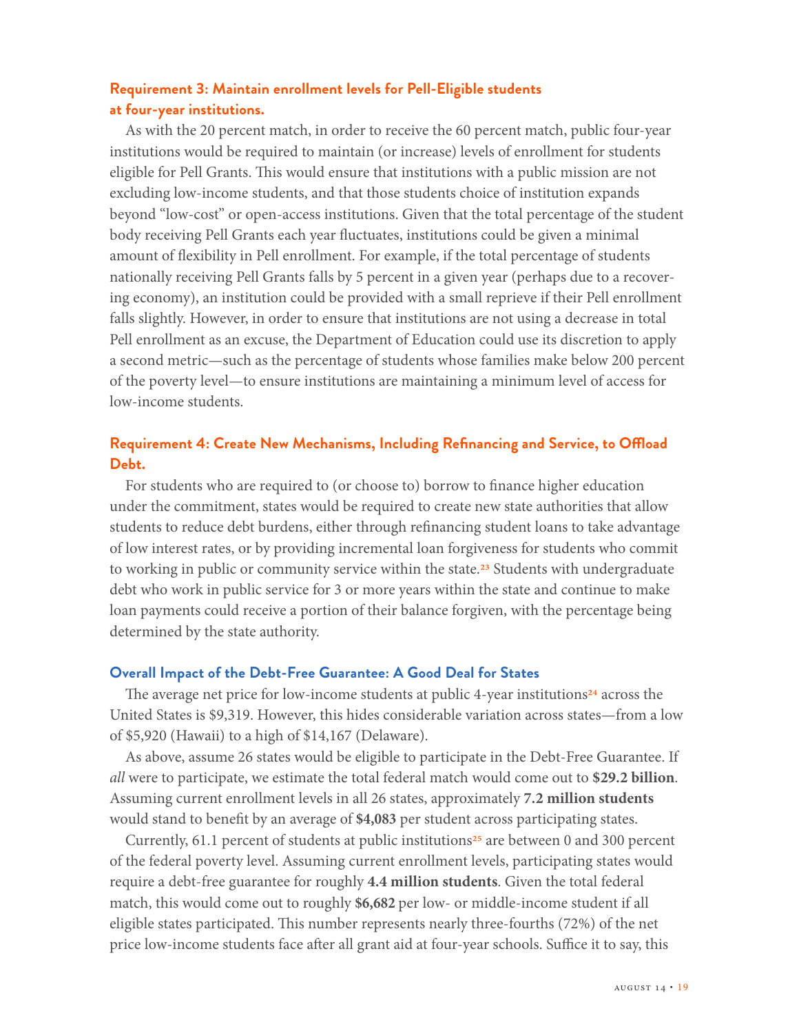### Requirement 3: Maintain enrollment levels for Pell-Eligible students at four-year institutions.

As with the 20 percent match, in order to receive the 60 percent match, public four-year institutions would be required to maintain (or increase) levels of enrollment for students eligible for Pell Grants. This would ensure that institutions with a public mission are not excluding low-income students, and that those students choice of institution expands beyond "low-cost" or open-access institutions. Given that the total percentage of the student body receiving Pell Grants each year fluctuates, institutions could be given a minimal amount of flexibility in Pell enrollment. For example, if the total percentage of students nationally receiving Pell Grants falls by 5 percent in a given year (perhaps due to a recovering economy), an institution could be provided with a small reprieve if their Pell enrollment falls slightly. However, in order to ensure that institutions are not using a decrease in total Pell enrollment as an excuse, the Department of Education could use its discretion to apply a second metric—such as the percentage of students whose families make below 200 percent of the poverty level—to ensure institutions are maintaining a minimum level of access for low-income students.

### Requirement 4: Create New Mechanisms, Including Refinancing and Service, to Offload Debt.

For students who are required to (or choose to) borrow to finance higher education under the commitment, states would be required to create new state authorities that allow students to reduce debt burdens, either through refinancing student loans to take advantage of low interest rates, or by providing incremental loan forgiveness for students who commit to working in public or community service within the state.[23] Students with undergraduate debt who work in public service for 3 or more years within the state and continue to make loan payments could receive a portion of their balance forgiven, with the percentage being determined by the state authority.

### Overall Impact of the Debt-Free Guarantee: A Good Deal for States

The average net price for low-income students at public 4-year institutions[24] across the United States is $9,319. However, this hides considerable variation across states—from a low of $5,920 (Hawaii) to a high of $14,167 (Delaware).

As above, assume 26 states would be eligible to participate in the Debt-Free Guarantee. If *all* were to participate, we estimate the total federal match would come out to **$29.2 billion**. Assuming current enrollment levels in all 26 states, approximately **7.2 million students** would stand to benefit by an average of **$4,083** per student across participating states.

Currently, 61.1 percent of students at public institutions[25] are between 0 and 300 percent of the federal poverty level. Assuming current enrollment levels, participating states would require a debt-free guarantee for roughly **4.4 million students**. Given the total federal match, this would come out to roughly **$6,682** per low- or middle-income student if all eligible states participated. This number represents nearly three-fourths (72%) of the net price low-income students face after all grant aid at four-year schools. Suffice it to say, this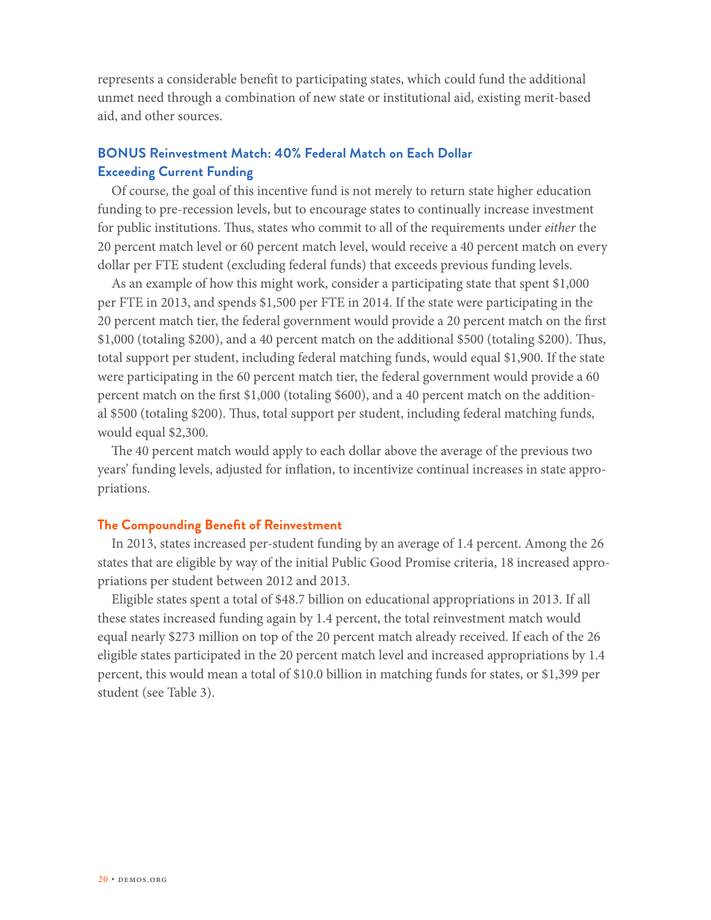represents a considerable benefit to participating states, which could fund the additional unmet need through a combination of new state or institutional aid, existing merit-based aid, and other sources.

### BONUS Reinvestment Match: 40% Federal Match on Each Dollar Exceeding Current Funding

Of course, the goal of this incentive fund is not merely to return state higher education funding to pre-recession levels, but to encourage states to continually increase investment for public institutions. Thus, states who commit to all of the requirements under *either* the 20 percent match level or 60 percent match level, would receive a 40 percent match on every dollar per FTE student (excluding federal funds) that exceeds previous funding levels.

As an example of how this might work, consider a participating state that spent $1,000 per FTE in 2013, and spends $1,500 per FTE in 2014. If the state were participating in the 20 percent match tier, the federal government would provide a 20 percent match on the first $1,000 (totaling $200), and a 40 percent match on the additional $500 (totaling $200). Thus, total support per student, including federal matching funds, would equal $1,900. If the state were participating in the 60 percent match tier, the federal government would provide a 60 percent match on the first $1,000 (totaling $600), and a 40 percent match on the additional $500 (totaling $200). Thus, total support per student, including federal matching funds, would equal $2,300.

The 40 percent match would apply to each dollar above the average of the previous two years' funding levels, adjusted for inflation, to incentivize continual increases in state appropriations.

### The Compounding Benefit of Reinvestment

In 2013, states increased per-student funding by an average of 1.4 percent. Among the 26 states that are eligible by way of the initial Public Good Promise criteria, 18 increased appropriations per student between 2012 and 2013.

Eligible states spent a total of $48.7 billion on educational appropriations in 2013. If all these states increased funding again by 1.4 percent, the total reinvestment match would equal nearly $273 million on top of the 20 percent match already received. If each of the 26 eligible states participated in the 20 percent match level and increased appropriations by 1.4 percent, this would mean a total of $10.0 billion in matching funds for states, or $1,399 per student (see Table 3).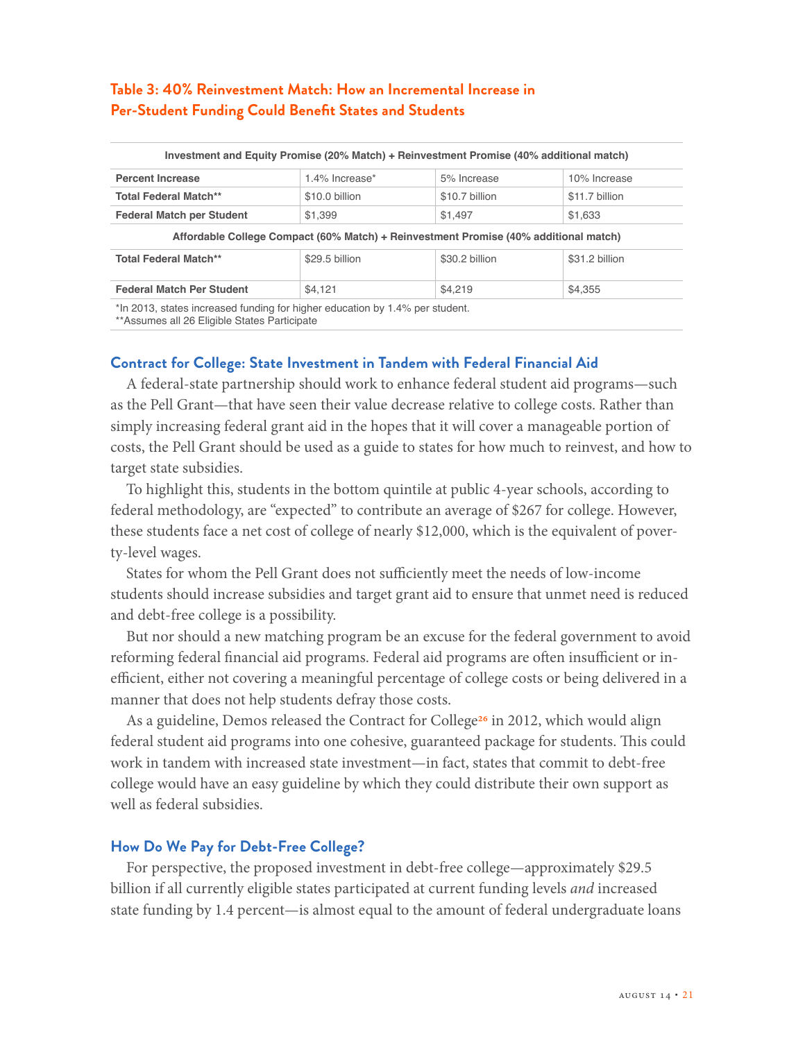### Table 3: 40% Reinvestment Match: How an Incremental Increase in Per-Student Funding Could Benefit States and Students

| Investment and Equity Promise (20% Match) + Reinvestment Promise (40% additional match) | | | |
|---|---|---|---|
| **Percent Increase** | 1.4% Increase* | 5% Increase | 10% Increase |
| **Total Federal Match**** | $10.0 billion | $10.7 billion | $11.7 billion |
| **Federal Match per Student** | $1,399 | $1,497 | $1,633 |
| **Affordable College Compact (60% Match) + Reinvestment Promise (40% additional match)** | | | |
| **Total Federal Match**** | $29.5 billion | $30.2 billion | $31.2 billion |
| **Federal Match Per Student** | $4,121 | $4,219 | $4,355 |

*In 2013, states increased funding for higher education by 1.4% per student.
**Assumes all 26 Eligible States Participate

## Contract for College: State Investment in Tandem with Federal Financial Aid

A federal-state partnership should work to enhance federal student aid programs—such as the Pell Grant—that have seen their value decrease relative to college costs. Rather than simply increasing federal grant aid in the hopes that it will cover a manageable portion of costs, the Pell Grant should be used as a guide to states for how much to reinvest, and how to target state subsidies.

To highlight this, students in the bottom quintile at public 4-year schools, according to federal methodology, are "expected" to contribute an average of $267 for college. However, these students face a net cost of college of nearly $12,000, which is the equivalent of poverty-level wages.

States for whom the Pell Grant does not sufficiently meet the needs of low-income students should increase subsidies and target grant aid to ensure that unmet need is reduced and debt-free college is a possibility.

But nor should a new matching program be an excuse for the federal government to avoid reforming federal financial aid programs. Federal aid programs are often insufficient or inefficient, either not covering a meaningful percentage of college costs or being delivered in a manner that does not help students defray those costs.

As a guideline, Demos released the Contract for College[26] in 2012, which would align federal student aid programs into one cohesive, guaranteed package for students. This could work in tandem with increased state investment—in fact, states that commit to debt-free college would have an easy guideline by which they could distribute their own support as well as federal subsidies.

## How Do We Pay for Debt-Free College?

For perspective, the proposed investment in debt-free college—approximately $29.5 billion if all currently eligible states participated at current funding levels *and* increased state funding by 1.4 percent—is almost equal to the amount of federal undergraduate loans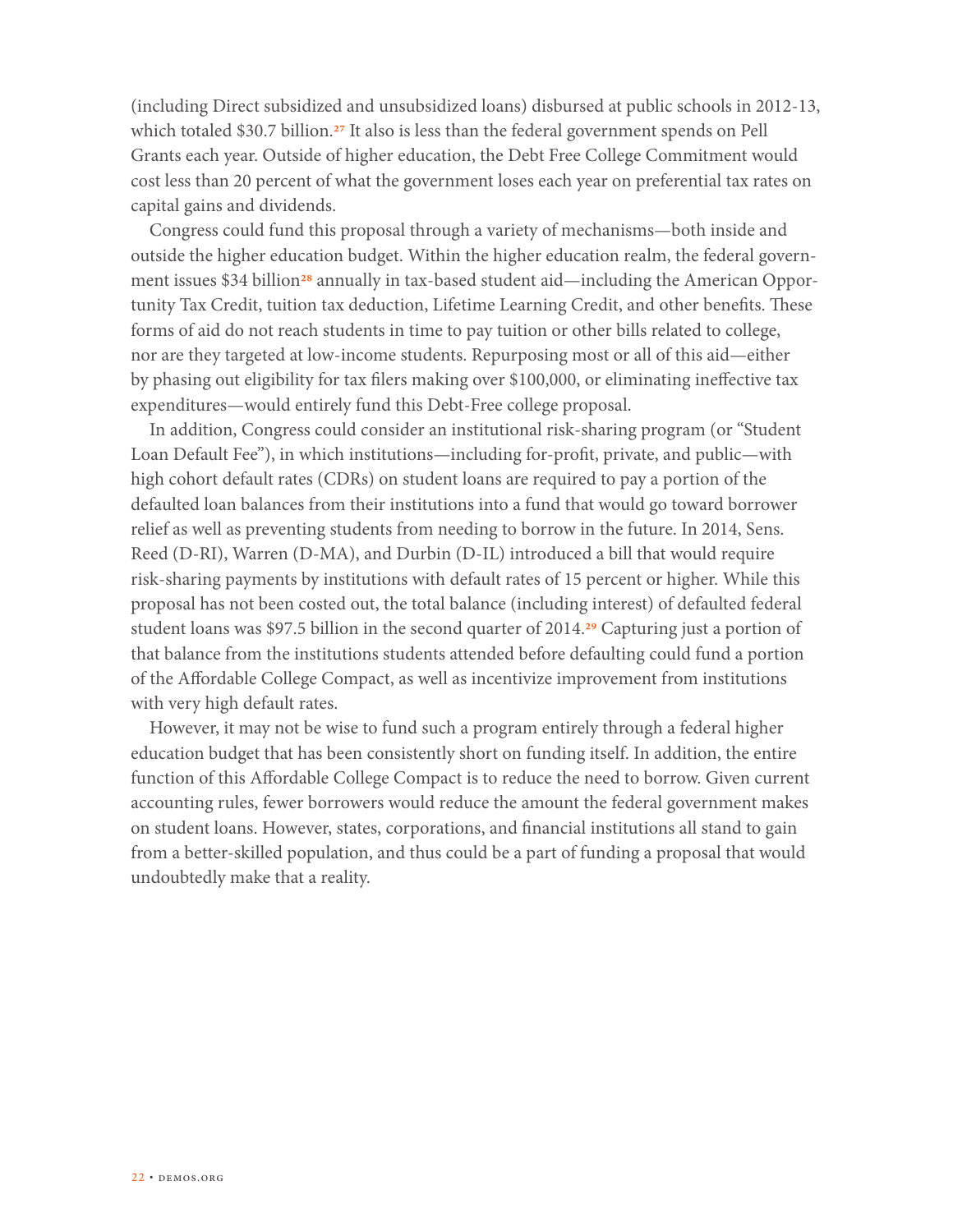(including Direct subsidized and unsubsidized loans) disbursed at public schools in 2012-13, which totaled $30.7 billion.[27] It also is less than the federal government spends on Pell Grants each year. Outside of higher education, the Debt Free College Commitment would cost less than 20 percent of what the government loses each year on preferential tax rates on capital gains and dividends.

Congress could fund this proposal through a variety of mechanisms—both inside and outside the higher education budget. Within the higher education realm, the federal government issues $34 billion[28] annually in tax-based student aid—including the American Opportunity Tax Credit, tuition tax deduction, Lifetime Learning Credit, and other benefits. These forms of aid do not reach students in time to pay tuition or other bills related to college, nor are they targeted at low-income students. Repurposing most or all of this aid—either by phasing out eligibility for tax filers making over $100,000, or eliminating ineffective tax expenditures—would entirely fund this Debt-Free college proposal.

In addition, Congress could consider an institutional risk-sharing program (or "Student Loan Default Fee"), in which institutions—including for-profit, private, and public—with high cohort default rates (CDRs) on student loans are required to pay a portion of the defaulted loan balances from their institutions into a fund that would go toward borrower relief as well as preventing students from needing to borrow in the future. In 2014, Sens. Reed (D-RI), Warren (D-MA), and Durbin (D-IL) introduced a bill that would require risk-sharing payments by institutions with default rates of 15 percent or higher. While this proposal has not been costed out, the total balance (including interest) of defaulted federal student loans was $97.5 billion in the second quarter of 2014.[29] Capturing just a portion of that balance from the institutions students attended before defaulting could fund a portion of the Affordable College Compact, as well as incentivize improvement from institutions with very high default rates.

However, it may not be wise to fund such a program entirely through a federal higher education budget that has been consistently short on funding itself. In addition, the entire function of this Affordable College Compact is to reduce the need to borrow. Given current accounting rules, fewer borrowers would reduce the amount the federal government makes on student loans. However, states, corporations, and financial institutions all stand to gain from a better-skilled population, and thus could be a part of funding a proposal that would undoubtedly make that a reality.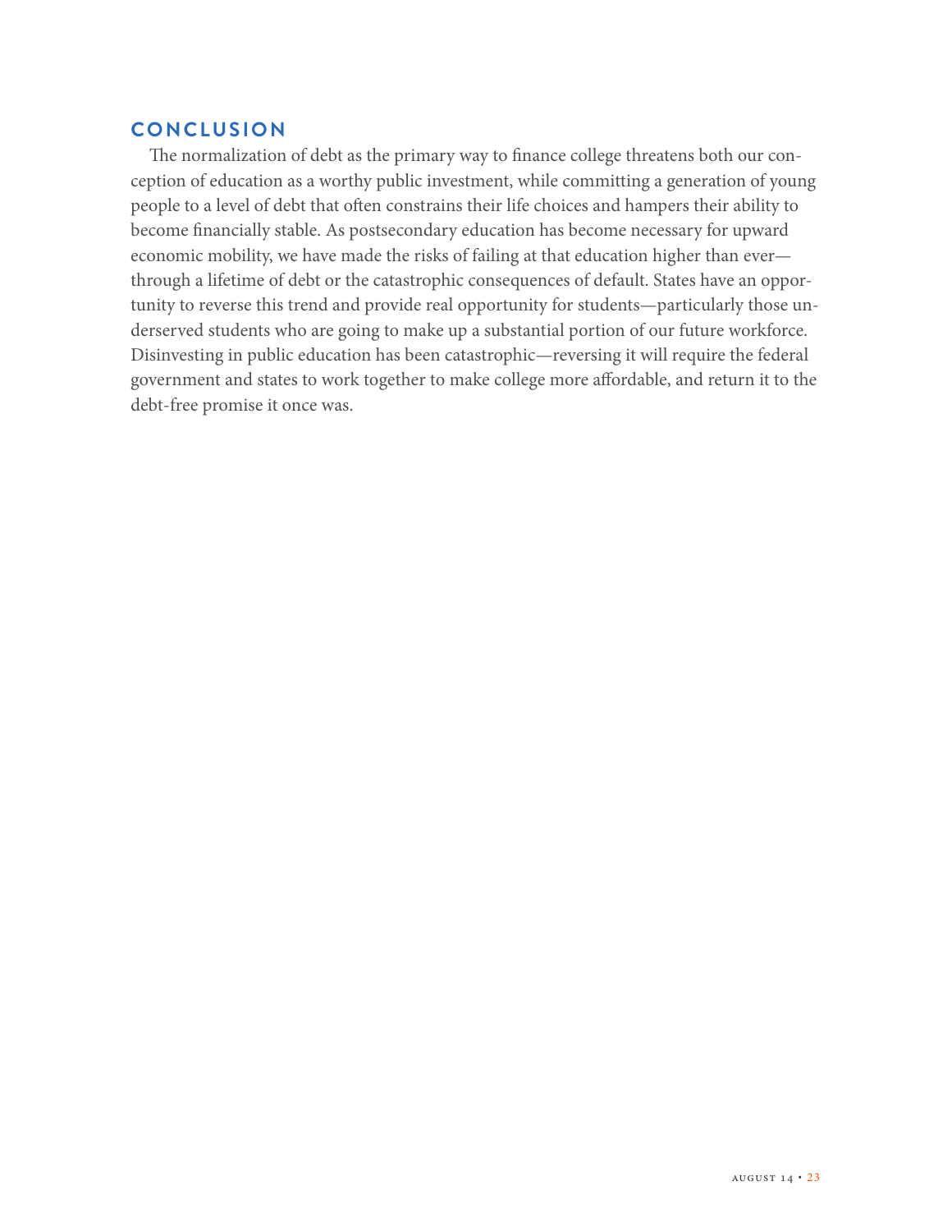## CONCLUSION

The normalization of debt as the primary way to finance college threatens both our conception of education as a worthy public investment, while committing a generation of young people to a level of debt that often constrains their life choices and hampers their ability to become financially stable. As postsecondary education has become necessary for upward economic mobility, we have made the risks of failing at that education higher than ever—through a lifetime of debt or the catastrophic consequences of default. States have an opportunity to reverse this trend and provide real opportunity for students—particularly those underserved students who are going to make up a substantial portion of our future workforce. Disinvesting in public education has been catastrophic—reversing it will require the federal government and states to work together to make college more affordable, and return it to the debt-free promise it once was.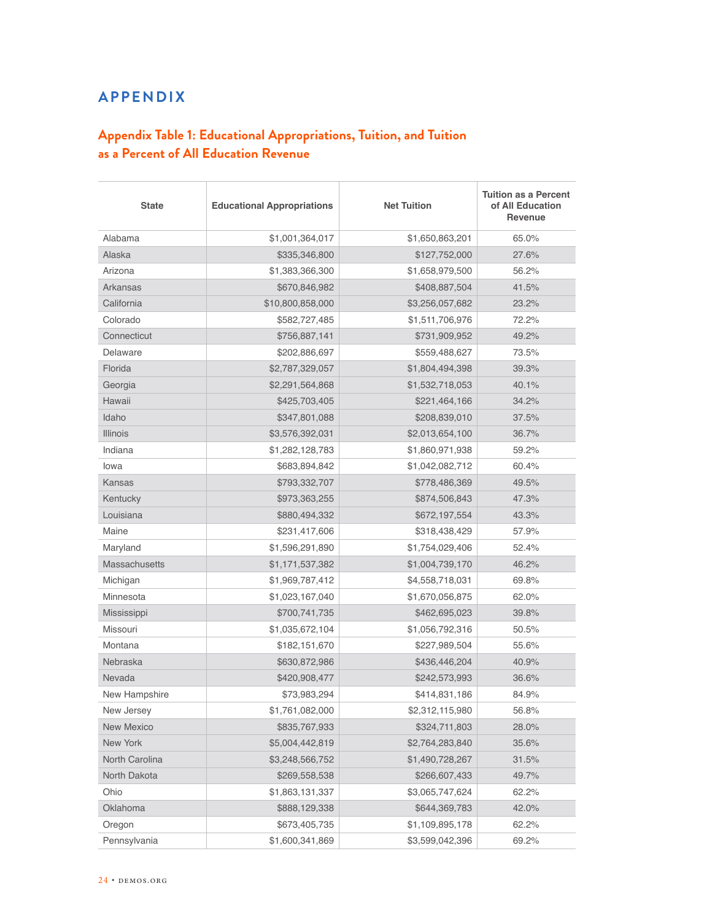# APPENDIX

## Appendix Table 1: Educational Appropriations, Tuition, and Tuition as a Percent of All Education Revenue

| State | Educational Appropriations | Net Tuition | Tuition as a Percent of All Education Revenue |
|---|---|---|---|
| Alabama | $1,001,364,017 | $1,650,863,201 | 65.0% |
| Alaska | $335,346,800 | $127,752,000 | 27.6% |
| Arizona | $1,383,366,300 | $1,658,979,500 | 56.2% |
| Arkansas | $670,846,982 | $408,887,504 | 41.5% |
| California | $10,800,858,000 | $3,256,057,682 | 23.2% |
| Colorado | $582,727,485 | $1,511,706,976 | 72.2% |
| Connecticut | $756,887,141 | $731,909,952 | 49.2% |
| Delaware | $202,886,697 | $559,488,627 | 73.5% |
| Florida | $2,787,329,057 | $1,804,494,398 | 39.3% |
| Georgia | $2,291,564,868 | $1,532,718,053 | 40.1% |
| Hawaii | $425,703,405 | $221,464,166 | 34.2% |
| Idaho | $347,801,088 | $208,839,010 | 37.5% |
| Illinois | $3,576,392,031 | $2,013,654,100 | 36.7% |
| Indiana | $1,282,128,783 | $1,860,971,938 | 59.2% |
| Iowa | $683,894,842 | $1,042,082,712 | 60.4% |
| Kansas | $793,332,707 | $778,486,369 | 49.5% |
| Kentucky | $973,363,255 | $874,506,843 | 47.3% |
| Louisiana | $880,494,332 | $672,197,554 | 43.3% |
| Maine | $231,417,606 | $318,438,429 | 57.9% |
| Maryland | $1,596,291,890 | $1,754,029,406 | 52.4% |
| Massachusetts | $1,171,537,382 | $1,004,739,170 | 46.2% |
| Michigan | $1,969,787,412 | $4,558,718,031 | 69.8% |
| Minnesota | $1,023,167,040 | $1,670,056,875 | 62.0% |
| Mississippi | $700,741,735 | $462,695,023 | 39.8% |
| Missouri | $1,035,672,104 | $1,056,792,316 | 50.5% |
| Montana | $182,151,670 | $227,989,504 | 55.6% |
| Nebraska | $630,872,986 | $436,446,204 | 40.9% |
| Nevada | $420,908,477 | $242,573,993 | 36.6% |
| New Hampshire | $73,983,294 | $414,831,186 | 84.9% |
| New Jersey | $1,761,082,000 | $2,312,115,980 | 56.8% |
| New Mexico | $835,767,933 | $324,711,803 | 28.0% |
| New York | $5,004,442,819 | $2,764,283,840 | 35.6% |
| North Carolina | $3,248,566,752 | $1,490,728,267 | 31.5% |
| North Dakota | $269,558,538 | $266,607,433 | 49.7% |
| Ohio | $1,863,131,337 | $3,065,747,624 | 62.2% |
| Oklahoma | $888,129,338 | $644,369,783 | 42.0% |
| Oregon | $673,405,735 | $1,109,895,178 | 62.2% |
| Pennsylvania | $1,600,341,869 | $3,599,042,396 | 69.2% |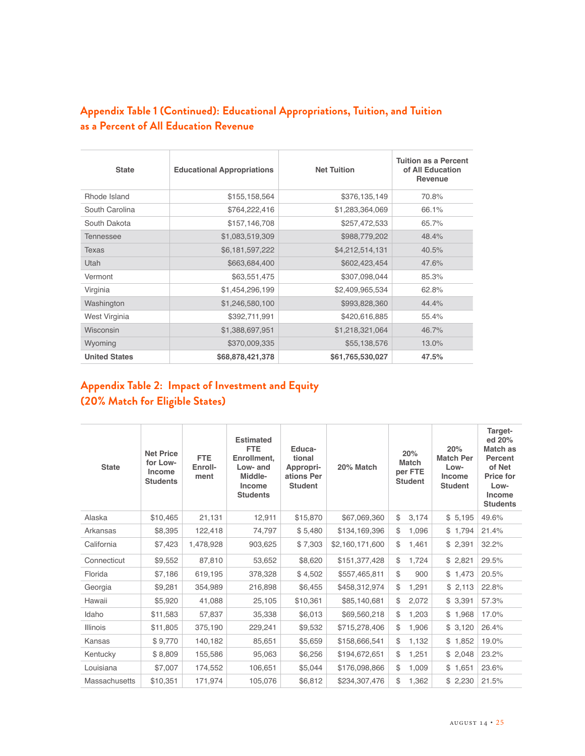## Appendix Table 1 (Continued): Educational Appropriations, Tuition, and Tuition as a Percent of All Education Revenue

| State | Educational Appropriations | Net Tuition | Tuition as a Percent of All Education Revenue |
|---|---|---|---|
| Rhode Island | $155,158,564 | $376,135,149 | 70.8% |
| South Carolina | $764,222,416 | $1,283,364,069 | 66.1% |
| South Dakota | $157,146,708 | $257,472,533 | 65.7% |
| Tennessee | $1,083,519,309 | $988,779,202 | 48.4% |
| Texas | $6,181,597,222 | $4,212,514,131 | 40.5% |
| Utah | $663,684,400 | $602,423,454 | 47.6% |
| Vermont | $63,551,475 | $307,098,044 | 85.3% |
| Virginia | $1,454,296,199 | $2,409,965,534 | 62.8% |
| Washington | $1,246,580,100 | $993,828,360 | 44.4% |
| West Virginia | $392,711,991 | $420,616,885 | 55.4% |
| Wisconsin | $1,388,697,951 | $1,218,321,064 | 46.7% |
| Wyoming | $370,009,335 | $55,138,576 | 13.0% |
| **United States** | **$68,878,421,378** | **$61,765,530,027** | **47.5%** |

## Appendix Table 2: Impact of Investment and Equity (20% Match for Eligible States)

| State | Net Price for Low-Income Students | FTE Enroll-ment | Estimated FTE Enrollment, Low- and Middle-Income Students | Educa-tional Appropri-ations Per Student | 20% Match | 20% Match per FTE Student | 20% Match Per Low-Income Student | Target-ed 20% Match as Percent of Net Price for Low-Income Students |
|---|---|---|---|---|---|---|---|---|
| Alaska | $10,465 | 21,131 | 12,911 | $15,870 | $67,069,360 | $ 3,174 | $ 5,195 | 49.6% |
| Arkansas | $8,395 | 122,418 | 74,797 | $ 5,480 | $134,169,396 | $ 1,096 | $ 1,794 | 21.4% |
| California | $7,423 | 1,478,928 | 903,625 | $ 7,303 | $2,160,171,600 | $ 1,461 | $ 2,391 | 32.2% |
| Connecticut | $9,552 | 87,810 | 53,652 | $8,620 | $151,377,428 | $ 1,724 | $ 2,821 | 29.5% |
| Florida | $7,186 | 619,195 | 378,328 | $ 4,502 | $557,465,811 | $ 900 | $ 1,473 | 20.5% |
| Georgia | $9,281 | 354,989 | 216,898 | $6,455 | $458,312,974 | $ 1,291 | $ 2,113 | 22.8% |
| Hawaii | $5,920 | 41,088 | 25,105 | $10,361 | $85,140,681 | $ 2,072 | $ 3,391 | 57.3% |
| Idaho | $11,583 | 57,837 | 35,338 | $6,013 | $69,560,218 | $ 1,203 | $ 1,968 | 17.0% |
| Illinois | $11,805 | 375,190 | 229,241 | $9,532 | $715,278,406 | $ 1,906 | $ 3,120 | 26.4% |
| Kansas | $ 9,770 | 140,182 | 85,651 | $5,659 | $158,666,541 | $ 1,132 | $ 1,852 | 19.0% |
| Kentucky | $ 8,809 | 155,586 | 95,063 | $6,256 | $194,672,651 | $ 1,251 | $ 2,048 | 23.2% |
| Louisiana | $7,007 | 174,552 | 106,651 | $5,044 | $176,098,866 | $ 1,009 | $ 1,651 | 23.6% |
| Massachusetts | $10,351 | 171,974 | 105,076 | $6,812 | $234,307,476 | $ 1,362 | $ 2,230 | 21.5% |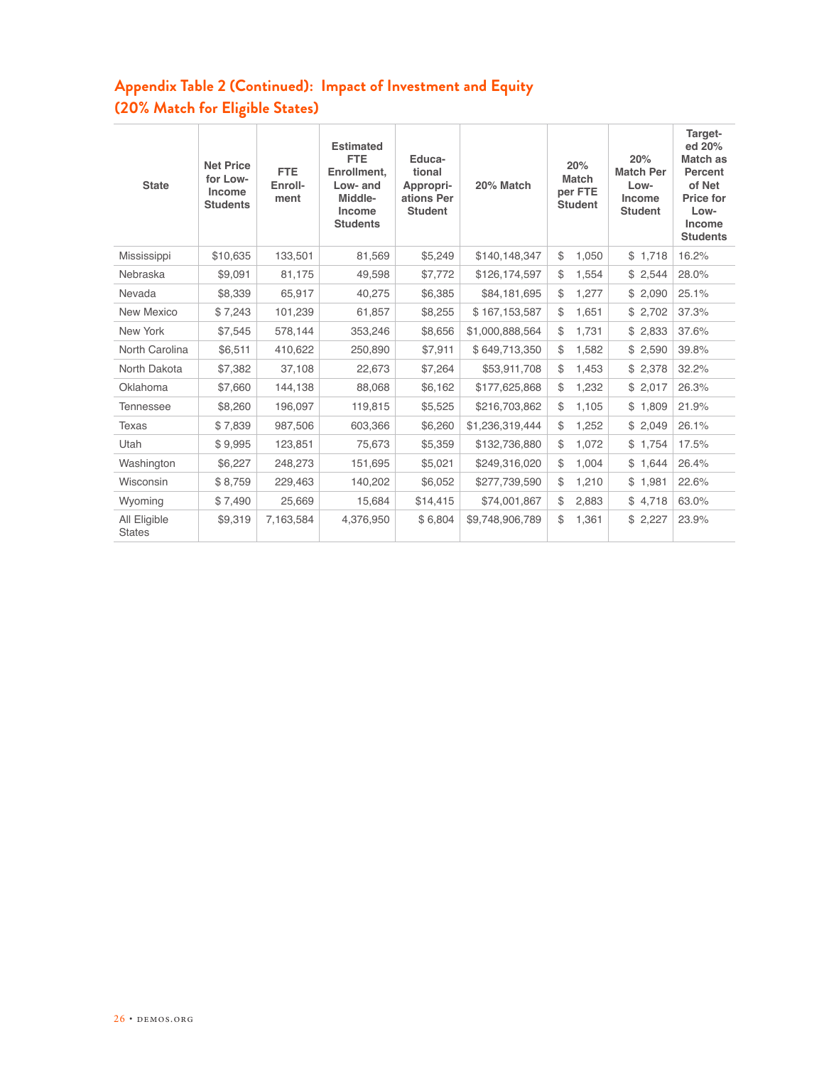## Appendix Table 2 (Continued): Impact of Investment and Equity (20% Match for Eligible States)

| State | Net Price for Low-Income Students | FTE Enroll-ment | Estimated FTE Enrollment, Low- and Middle-Income Students | Educa-tional Appropri-ations Per Student | 20% Match | 20% Match per FTE Student | 20% Match Per Low-Income Student | Target-ed 20% Match as Percent of Net Price for Low-Income Students |
|---|---|---|---|---|---|---|---|---|
| Mississippi | $10,635 | 133,501 | 81,569 | $5,249 | $140,148,347 | $ 1,050 | $ 1,718 | 16.2% |
| Nebraska | $9,091 | 81,175 | 49,598 | $7,772 | $126,174,597 | $ 1,554 | $ 2,544 | 28.0% |
| Nevada | $8,339 | 65,917 | 40,275 | $6,385 | $84,181,695 | $ 1,277 | $ 2,090 | 25.1% |
| New Mexico | $ 7,243 | 101,239 | 61,857 | $8,255 | $ 167,153,587 | $ 1,651 | $ 2,702 | 37.3% |
| New York | $7,545 | 578,144 | 353,246 | $8,656 | $1,000,888,564 | $ 1,731 | $ 2,833 | 37.6% |
| North Carolina | $6,511 | 410,622 | 250,890 | $7,911 | $ 649,713,350 | $ 1,582 | $ 2,590 | 39.8% |
| North Dakota | $7,382 | 37,108 | 22,673 | $7,264 | $53,911,708 | $ 1,453 | $ 2,378 | 32.2% |
| Oklahoma | $7,660 | 144,138 | 88,068 | $6,162 | $177,625,868 | $ 1,232 | $ 2,017 | 26.3% |
| Tennessee | $8,260 | 196,097 | 119,815 | $5,525 | $216,703,862 | $ 1,105 | $ 1,809 | 21.9% |
| Texas | $ 7,839 | 987,506 | 603,366 | $6,260 | $1,236,319,444 | $ 1,252 | $ 2,049 | 26.1% |
| Utah | $ 9,995 | 123,851 | 75,673 | $5,359 | $132,736,880 | $ 1,072 | $ 1,754 | 17.5% |
| Washington | $6,227 | 248,273 | 151,695 | $5,021 | $249,316,020 | $ 1,004 | $ 1,644 | 26.4% |
| Wisconsin | $ 8,759 | 229,463 | 140,202 | $6,052 | $277,739,590 | $ 1,210 | $ 1,981 | 22.6% |
| Wyoming | $ 7,490 | 25,669 | 15,684 | $14,415 | $74,001,867 | $ 2,883 | $ 4,718 | 63.0% |
| All Eligible States | $9,319 | 7,163,584 | 4,376,950 | $ 6,804 | $9,748,906,789 | $ 1,361 | $ 2,227 | 23.9% |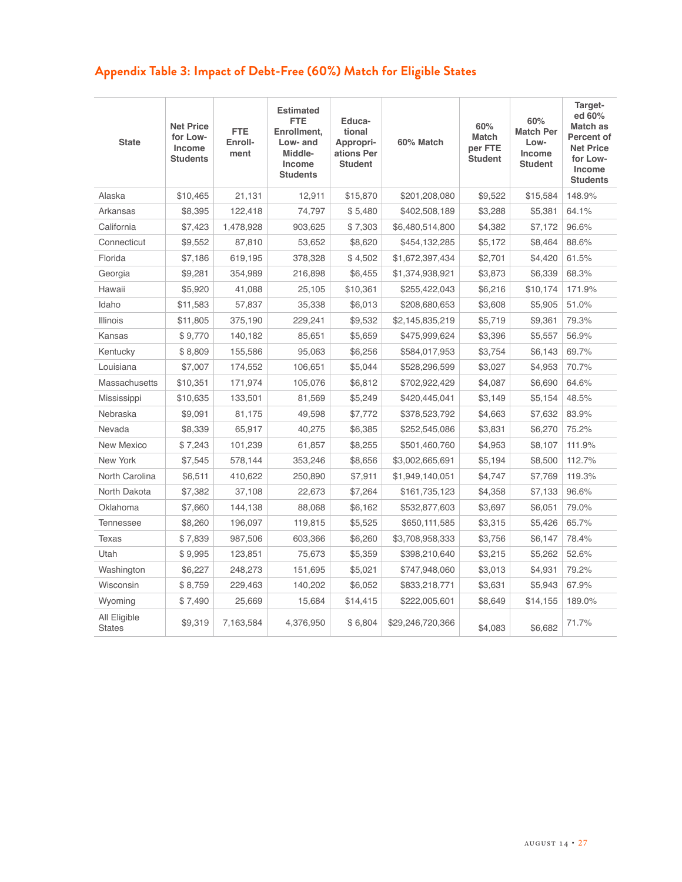## Appendix Table 3: Impact of Debt-Free (60%) Match for Eligible States

| State | Net Price for Low-Income Students | FTE Enrollment | Estimated FTE Enrollment, Low- and Middle-Income Students | Educational Appropriations Per Student | 60% Match | 60% Match per FTE Student | 60% Match Per Low-Income Student | Targeted 60% Match as Percent of Net Price for Low-Income Students |
|---|---|---|---|---|---|---|---|---|
| Alaska | $10,465 | 21,131 | 12,911 | $15,870 | $201,208,080 | $9,522 | $15,584 | 148.9% |
| Arkansas | $8,395 | 122,418 | 74,797 | $ 5,480 | $402,508,189 | $3,288 | $5,381 | 64.1% |
| California | $7,423 | 1,478,928 | 903,625 | $ 7,303 | $6,480,514,800 | $4,382 | $7,172 | 96.6% |
| Connecticut | $9,552 | 87,810 | 53,652 | $8,620 | $454,132,285 | $5,172 | $8,464 | 88.6% |
| Florida | $7,186 | 619,195 | 378,328 | $ 4,502 | $1,672,397,434 | $2,701 | $4,420 | 61.5% |
| Georgia | $9,281 | 354,989 | 216,898 | $6,455 | $1,374,938,921 | $3,873 | $6,339 | 68.3% |
| Hawaii | $5,920 | 41,088 | 25,105 | $10,361 | $255,422,043 | $6,216 | $10,174 | 171.9% |
| Idaho | $11,583 | 57,837 | 35,338 | $6,013 | $208,680,653 | $3,608 | $5,905 | 51.0% |
| Illinois | $11,805 | 375,190 | 229,241 | $9,532 | $2,145,835,219 | $5,719 | $9,361 | 79.3% |
| Kansas | $ 9,770 | 140,182 | 85,651 | $5,659 | $475,999,624 | $3,396 | $5,557 | 56.9% |
| Kentucky | $ 8,809 | 155,586 | 95,063 | $6,256 | $584,017,953 | $3,754 | $6,143 | 69.7% |
| Louisiana | $7,007 | 174,552 | 106,651 | $5,044 | $528,296,599 | $3,027 | $4,953 | 70.7% |
| Massachusetts | $10,351 | 171,974 | 105,076 | $6,812 | $702,922,429 | $4,087 | $6,690 | 64.6% |
| Mississippi | $10,635 | 133,501 | 81,569 | $5,249 | $420,445,041 | $3,149 | $5,154 | 48.5% |
| Nebraska | $9,091 | 81,175 | 49,598 | $7,772 | $378,523,792 | $4,663 | $7,632 | 83.9% |
| Nevada | $8,339 | 65,917 | 40,275 | $6,385 | $252,545,086 | $3,831 | $6,270 | 75.2% |
| New Mexico | $ 7,243 | 101,239 | 61,857 | $8,255 | $501,460,760 | $4,953 | $8,107 | 111.9% |
| New York | $7,545 | 578,144 | 353,246 | $8,656 | $3,002,665,691 | $5,194 | $8,500 | 112.7% |
| North Carolina | $6,511 | 410,622 | 250,890 | $7,911 | $1,949,140,051 | $4,747 | $7,769 | 119.3% |
| North Dakota | $7,382 | 37,108 | 22,673 | $7,264 | $161,735,123 | $4,358 | $7,133 | 96.6% |
| Oklahoma | $7,660 | 144,138 | 88,068 | $6,162 | $532,877,603 | $3,697 | $6,051 | 79.0% |
| Tennessee | $8,260 | 196,097 | 119,815 | $5,525 | $650,111,585 | $3,315 | $5,426 | 65.7% |
| Texas | $ 7,839 | 987,506 | 603,366 | $6,260 | $3,708,958,333 | $3,756 | $6,147 | 78.4% |
| Utah | $ 9,995 | 123,851 | 75,673 | $5,359 | $398,210,640 | $3,215 | $5,262 | 52.6% |
| Washington | $6,227 | 248,273 | 151,695 | $5,021 | $747,948,060 | $3,013 | $4,931 | 79.2% |
| Wisconsin | $ 8,759 | 229,463 | 140,202 | $6,052 | $833,218,771 | $3,631 | $5,943 | 67.9% |
| Wyoming | $ 7,490 | 25,669 | 15,684 | $14,415 | $222,005,601 | $8,649 | $14,155 | 189.0% |
| All Eligible States | $9,319 | 7,163,584 | 4,376,950 | $ 6,804 | $29,246,720,366 | $4,083 | $6,682 | 71.7% |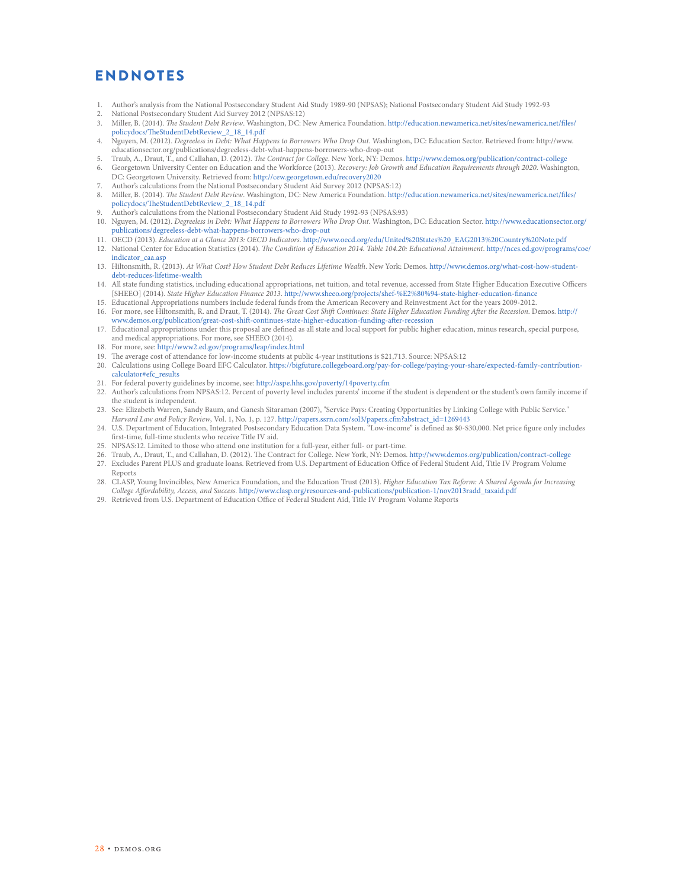# ENDNOTES

1. Author's analysis from the National Postsecondary Student Aid Study 1989-90 (NPSAS); National Postsecondary Student Aid Study 1992-93
2. National Postsecondary Student Aid Survey 2012 (NPSAS:12)
3. Miller, B. (2014). *The Student Debt Review*. Washington, DC: New America Foundation. http://education.newamerica.net/sites/newamerica.net/files/policydocs/TheStudentDebtReview_2_18_14.pdf
4. Nguyen, M. (2012). *Degreeless in Debt: What Happens to Borrowers Who Drop Out.* Washington, DC: Education Sector. Retrieved from: http://www.educationsector.org/publications/degreeless-debt-what-happens-borrowers-who-drop-out
5. Traub, A., Draut, T., and Callahan, D. (2012). *The Contract for College*. New York, NY: Demos. http://www.demos.org/publication/contract-college
6. Georgetown University Center on Education and the Workforce (2013). *Recovery: Job Growth and Education Requirements through 2020*. Washington, DC: Georgetown University. Retrieved from: http://cew.georgetown.edu/recovery2020
7. Author's calculations from the National Postsecondary Student Aid Survey 2012 (NPSAS:12)
8. Miller, B. (2014). *The Student Debt Review*. Washington, DC: New America Foundation. http://education.newamerica.net/sites/newamerica.net/files/policydocs/TheStudentDebtReview_2_18_14.pdf
9. Author's calculations from the National Postsecondary Student Aid Study 1992-93 (NPSAS:93)
10. Nguyen, M. (2012). *Degreeless in Debt: What Happens to Borrowers Who Drop Out*. Washington, DC: Education Sector. http://www.educationsector.org/publications/degreeless-debt-what-happens-borrowers-who-drop-out
11. OECD (2013). *Education at a Glance 2013: OECD Indicators*. http://www.oecd.org/edu/United%20States%20_EAG2013%20Country%20Note.pdf
12. National Center for Education Statistics (2014). *The Condition of Education 2014. Table 104.20: Educational Attainment*. http://nces.ed.gov/programs/coe/indicator_caa.asp
13. Hiltonsmith, R. (2013). *At What Cost? How Student Debt Reduces Lifetime Wealth*. New York: Demos. http://www.demos.org/what-cost-how-student-debt-reduces-lifetime-wealth
14. All state funding statistics, including educational appropriations, net tuition, and total revenue, accessed from State Higher Education Executive Officers [SHEEO] (2014). *State Higher Education Finance 2013*. http://www.sheeo.org/projects/shef-%E2%80%94-state-higher-education-finance
15. Educational Appropriations numbers include federal funds from the American Recovery and Reinvestment Act for the years 2009-2012.
16. For more, see Hiltonsmith, R. and Draut, T. (2014). *The Great Cost Shift Continues: State Higher Education Funding After the Recession*. Demos. http://www.demos.org/publication/great-cost-shift-continues-state-higher-education-funding-after-recession
17. Educational appropriations under this proposal are defined as all state and local support for public higher education, minus research, special purpose, and medical appropriations. For more, see SHEEO (2014).
18. For more, see: http://www2.ed.gov/programs/leap/index.html
19. The average cost of attendance for low-income students at public 4-year institutions is $21,713. Source: NPSAS:12
20. Calculations using College Board EFC Calculator. https://bigfuture.collegeboard.org/pay-for-college/paying-your-share/expected-family-contribution-calculator#efc_results
21. For federal poverty guidelines by income, see: http://aspe.hhs.gov/poverty/14poverty.cfm
22. Author's calculations from NPSAS:12. Percent of poverty level includes parents' income if the student is dependent or the student's own family income if the student is independent.
23. See: Elizabeth Warren, Sandy Baum, and Ganesh Sitaraman (2007), "Service Pays: Creating Opportunities by Linking College with Public Service." *Harvard Law and Policy Review*, Vol. 1, No. 1, p. 127. http://papers.ssrn.com/sol3/papers.cfm?abstract_id=1269443
24. U.S. Department of Education, Integrated Postsecondary Education Data System. "Low-income" is defined as $0-$30,000. Net price figure only includes first-time, full-time students who receive Title IV aid.
25. NPSAS:12. Limited to those who attend one institution for a full-year, either full- or part-time.
26. Traub, A., Draut, T., and Callahan, D. (2012). The Contract for College. New York, NY: Demos. http://www.demos.org/publication/contract-college
27. Excludes Parent PLUS and graduate loans. Retrieved from U.S. Department of Education Office of Federal Student Aid, Title IV Program Volume Reports
28. CLASP, Young Invincibles, New America Foundation, and the Education Trust (2013). *Higher Education Tax Reform: A Shared Agenda for Increasing College Affordability, Access, and Success.* http://www.clasp.org/resources-and-publications/publication-1/nov2013radd_taxaid.pdf
29. Retrieved from U.S. Department of Education Office of Federal Student Aid, Title IV Program Volume Reports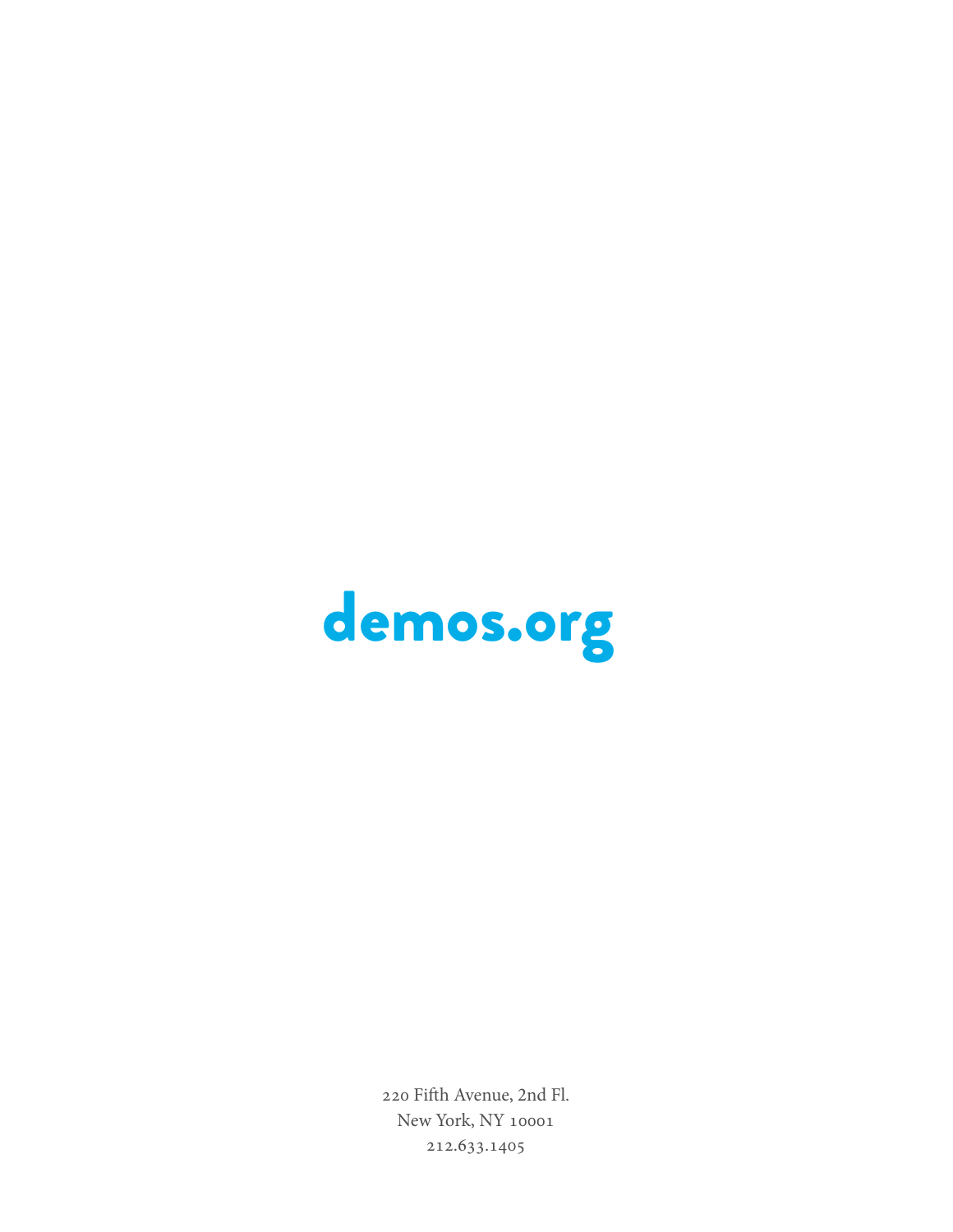**demos.org**

220 Fifth Avenue, 2nd Fl.
New York, NY 10001
212.633.1405